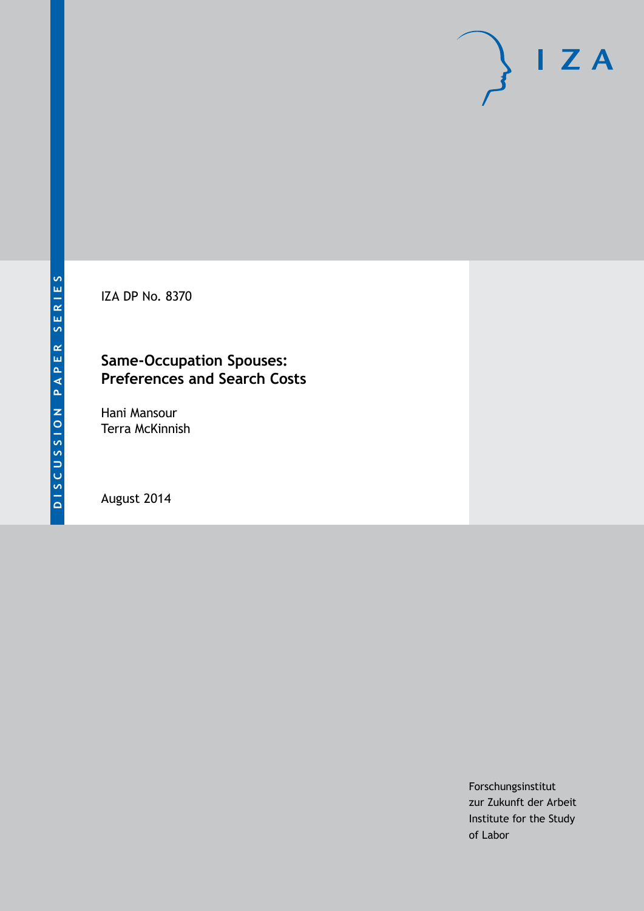DISCUSSION PAPER SERIES

IZA DP No. 8370

# Same-Occupation Spouses: Preferences and Search Costs

Hani Mansour
Terra McKinnish

August 2014

Forschungsinstitut
zur Zukunft der Arbeit
Institute for the Study
of Labor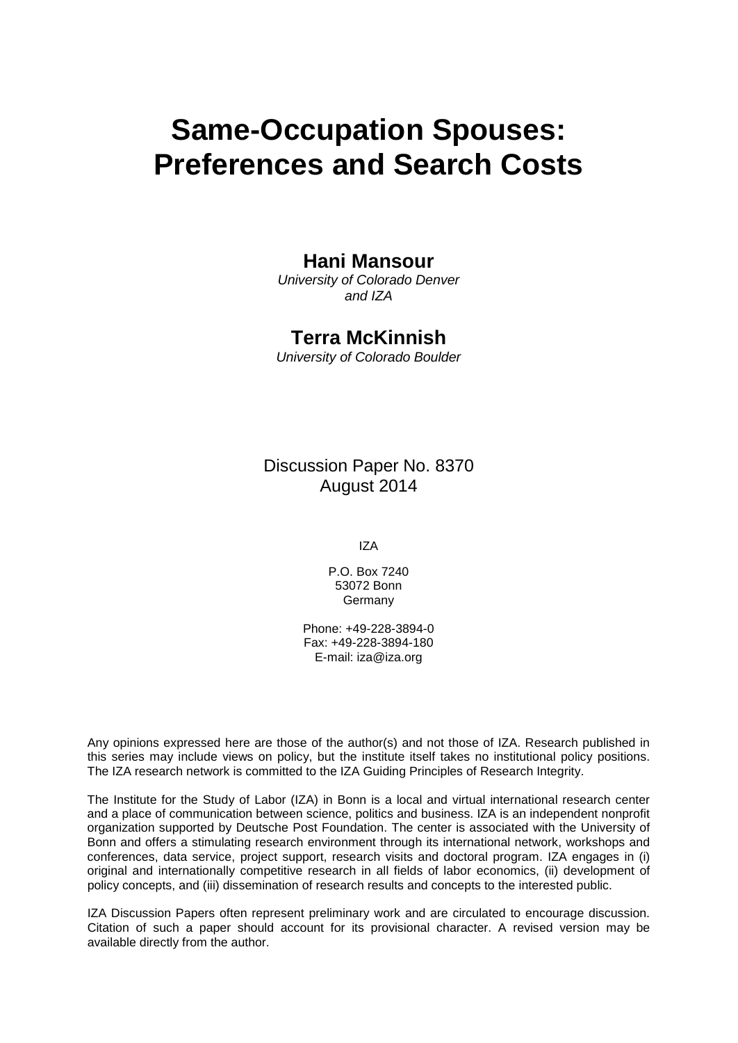# Same-Occupation Spouses: Preferences and Search Costs

**Hani Mansour**

*University of Colorado Denver and IZA*

**Terra McKinnish**

*University of Colorado Boulder*

Discussion Paper No. 8370
August 2014

IZA

P.O. Box 7240
53072 Bonn
Germany

Phone: +49-228-3894-0
Fax: +49-228-3894-180
E-mail: iza@iza.org

Any opinions expressed here are those of the author(s) and not those of IZA. Research published in this series may include views on policy, but the institute itself takes no institutional policy positions. The IZA research network is committed to the IZA Guiding Principles of Research Integrity.

The Institute for the Study of Labor (IZA) in Bonn is a local and virtual international research center and a place of communication between science, politics and business. IZA is an independent nonprofit organization supported by Deutsche Post Foundation. The center is associated with the University of Bonn and offers a stimulating research environment through its international network, workshops and conferences, data service, project support, research visits and doctoral program. IZA engages in (i) original and internationally competitive research in all fields of labor economics, (ii) development of policy concepts, and (iii) dissemination of research results and concepts to the interested public.

IZA Discussion Papers often represent preliminary work and are circulated to encourage discussion. Citation of such a paper should account for its provisional character. A revised version may be available directly from the author.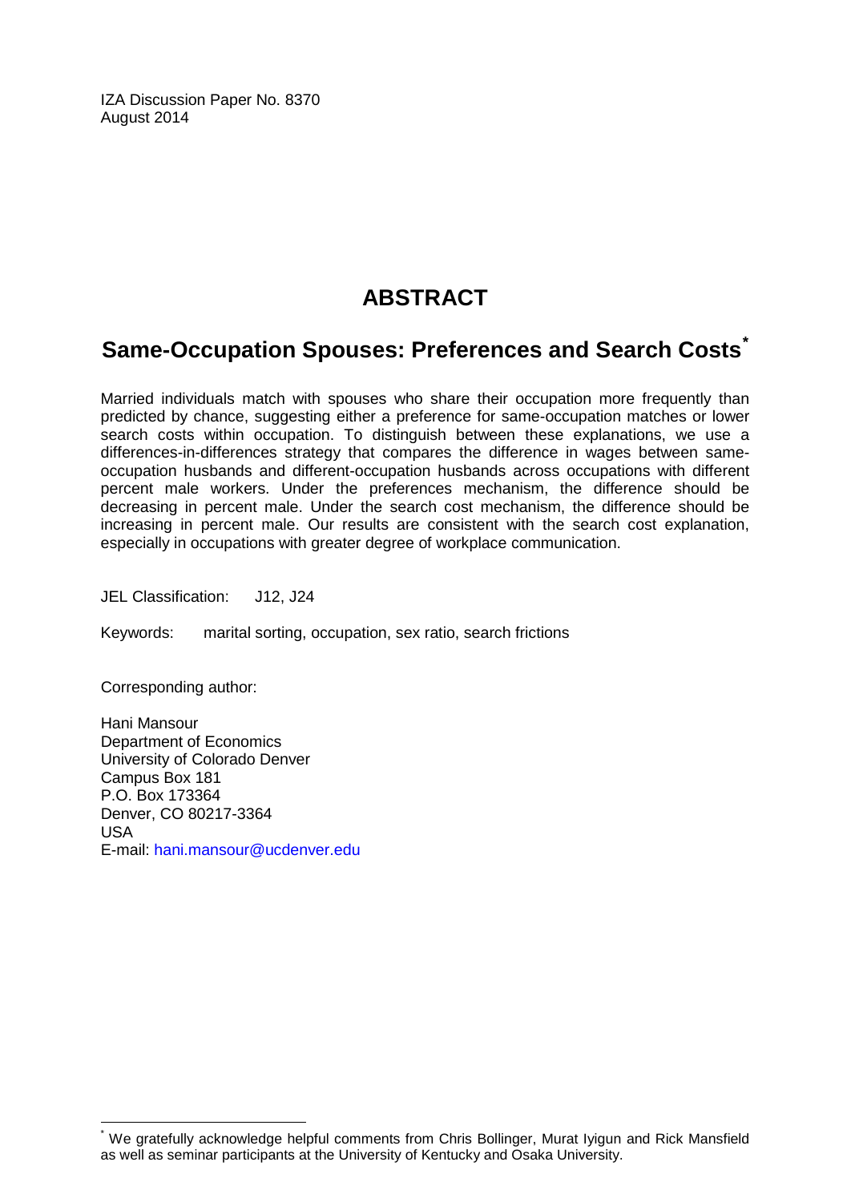IZA Discussion Paper No. 8370
August 2014

# ABSTRACT

## Same-Occupation Spouses: Preferences and Search Costs*

Married individuals match with spouses who share their occupation more frequently than predicted by chance, suggesting either a preference for same-occupation matches or lower search costs within occupation. To distinguish between these explanations, we use a differences-in-differences strategy that compares the difference in wages between same-occupation husbands and different-occupation husbands across occupations with different percent male workers. Under the preferences mechanism, the difference should be decreasing in percent male. Under the search cost mechanism, the difference should be increasing in percent male. Our results are consistent with the search cost explanation, especially in occupations with greater degree of workplace communication.

JEL Classification: J12, J24

Keywords: marital sorting, occupation, sex ratio, search frictions

Corresponding author:

Hani Mansour
Department of Economics
University of Colorado Denver
Campus Box 181
P.O. Box 173364
Denver, CO 80217-3364
USA
E-mail: hani.mansour@ucdenver.edu

* We gratefully acknowledge helpful comments from Chris Bollinger, Murat Iyigun and Rick Mansfield as well as seminar participants at the University of Kentucky and Osaka University.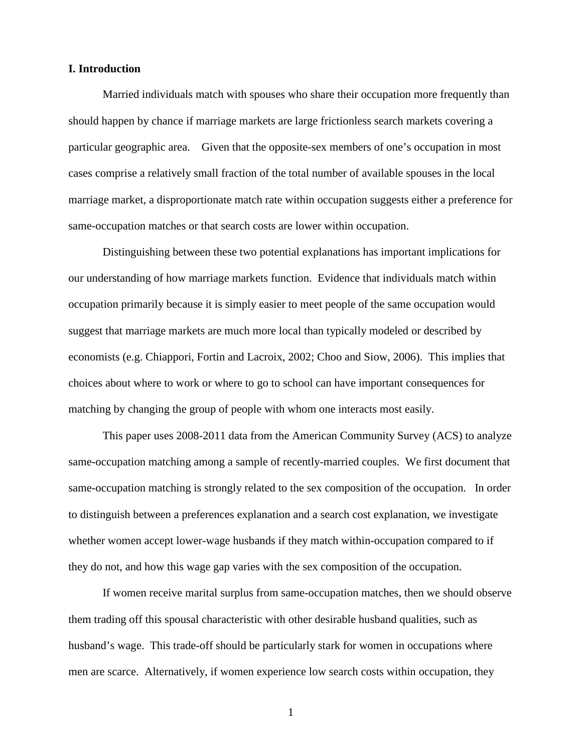## I. Introduction

Married individuals match with spouses who share their occupation more frequently than should happen by chance if marriage markets are large frictionless search markets covering a particular geographic area. Given that the opposite-sex members of one's occupation in most cases comprise a relatively small fraction of the total number of available spouses in the local marriage market, a disproportionate match rate within occupation suggests either a preference for same-occupation matches or that search costs are lower within occupation.

Distinguishing between these two potential explanations has important implications for our understanding of how marriage markets function. Evidence that individuals match within occupation primarily because it is simply easier to meet people of the same occupation would suggest that marriage markets are much more local than typically modeled or described by economists (e.g. Chiappori, Fortin and Lacroix, 2002; Choo and Siow, 2006). This implies that choices about where to work or where to go to school can have important consequences for matching by changing the group of people with whom one interacts most easily.

This paper uses 2008-2011 data from the American Community Survey (ACS) to analyze same-occupation matching among a sample of recently-married couples. We first document that same-occupation matching is strongly related to the sex composition of the occupation. In order to distinguish between a preferences explanation and a search cost explanation, we investigate whether women accept lower-wage husbands if they match within-occupation compared to if they do not, and how this wage gap varies with the sex composition of the occupation.

If women receive marital surplus from same-occupation matches, then we should observe them trading off this spousal characteristic with other desirable husband qualities, such as husband's wage. This trade-off should be particularly stark for women in occupations where men are scarce. Alternatively, if women experience low search costs within occupation, they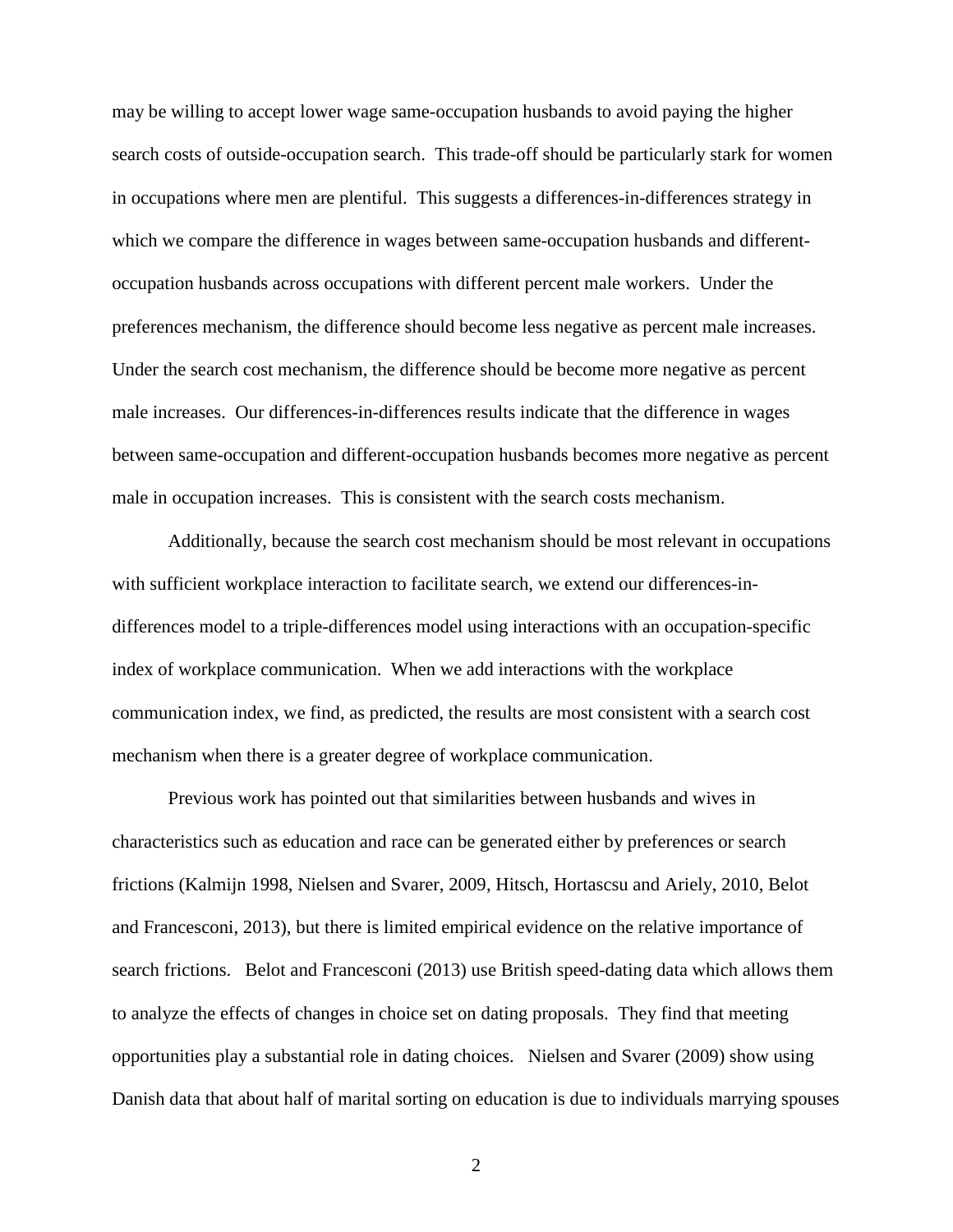may be willing to accept lower wage same-occupation husbands to avoid paying the higher search costs of outside-occupation search. This trade-off should be particularly stark for women in occupations where men are plentiful. This suggests a differences-in-differences strategy in which we compare the difference in wages between same-occupation husbands and different-occupation husbands across occupations with different percent male workers. Under the preferences mechanism, the difference should become less negative as percent male increases. Under the search cost mechanism, the difference should be become more negative as percent male increases. Our differences-in-differences results indicate that the difference in wages between same-occupation and different-occupation husbands becomes more negative as percent male in occupation increases. This is consistent with the search costs mechanism.

Additionally, because the search cost mechanism should be most relevant in occupations with sufficient workplace interaction to facilitate search, we extend our differences-in-differences model to a triple-differences model using interactions with an occupation-specific index of workplace communication. When we add interactions with the workplace communication index, we find, as predicted, the results are most consistent with a search cost mechanism when there is a greater degree of workplace communication.

Previous work has pointed out that similarities between husbands and wives in characteristics such as education and race can be generated either by preferences or search frictions (Kalmijn 1998, Nielsen and Svarer, 2009, Hitsch, Hortascsu and Ariely, 2010, Belot and Francesconi, 2013), but there is limited empirical evidence on the relative importance of search frictions. Belot and Francesconi (2013) use British speed-dating data which allows them to analyze the effects of changes in choice set on dating proposals. They find that meeting opportunities play a substantial role in dating choices. Nielsen and Svarer (2009) show using Danish data that about half of marital sorting on education is due to individuals marrying spouses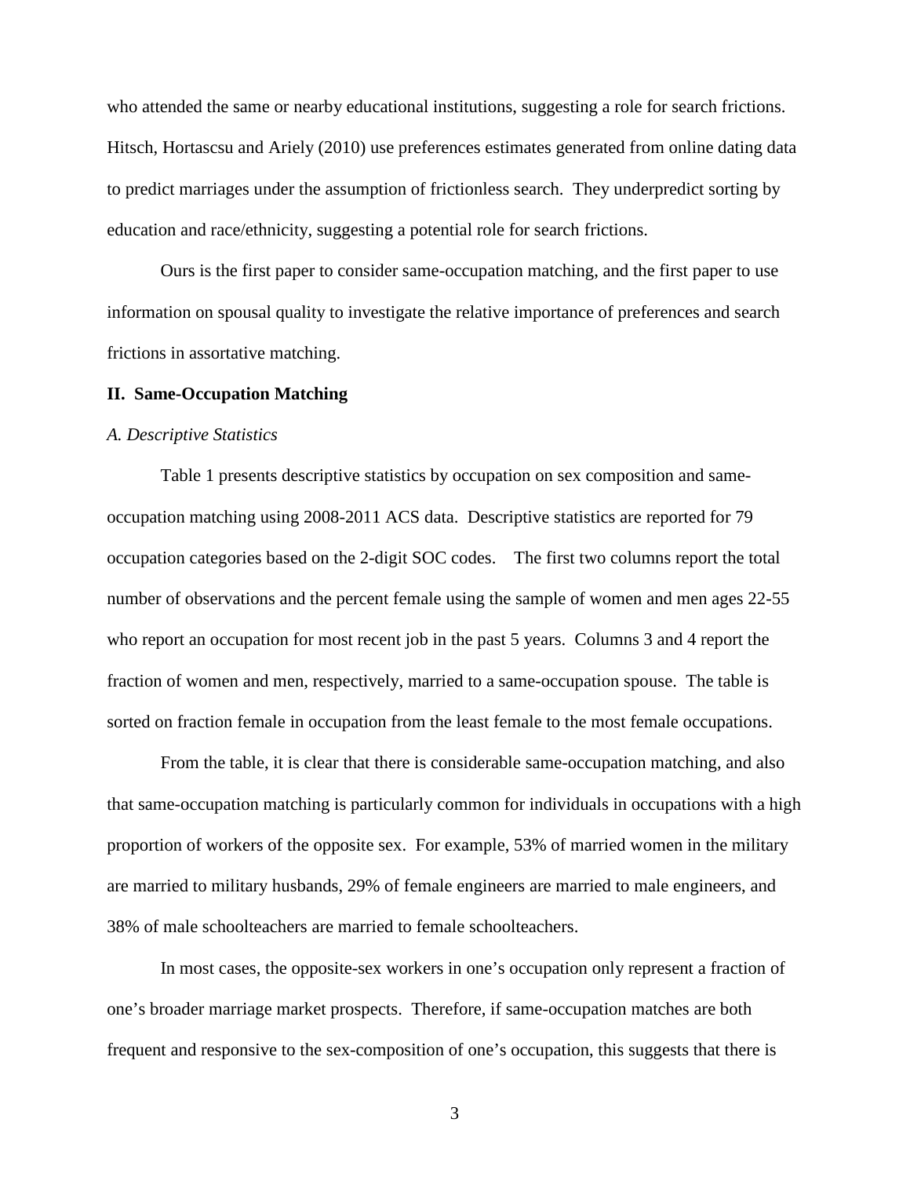who attended the same or nearby educational institutions, suggesting a role for search frictions. Hitsch, Hortascsu and Ariely (2010) use preferences estimates generated from online dating data to predict marriages under the assumption of frictionless search. They underpredict sorting by education and race/ethnicity, suggesting a potential role for search frictions.

Ours is the first paper to consider same-occupation matching, and the first paper to use information on spousal quality to investigate the relative importance of preferences and search frictions in assortative matching.

## II. Same-Occupation Matching

### *A. Descriptive Statistics*

Table 1 presents descriptive statistics by occupation on sex composition and same-occupation matching using 2008-2011 ACS data. Descriptive statistics are reported for 79 occupation categories based on the 2-digit SOC codes. The first two columns report the total number of observations and the percent female using the sample of women and men ages 22-55 who report an occupation for most recent job in the past 5 years. Columns 3 and 4 report the fraction of women and men, respectively, married to a same-occupation spouse. The table is sorted on fraction female in occupation from the least female to the most female occupations.

From the table, it is clear that there is considerable same-occupation matching, and also that same-occupation matching is particularly common for individuals in occupations with a high proportion of workers of the opposite sex. For example, 53% of married women in the military are married to military husbands, 29% of female engineers are married to male engineers, and 38% of male schoolteachers are married to female schoolteachers.

In most cases, the opposite-sex workers in one's occupation only represent a fraction of one's broader marriage market prospects. Therefore, if same-occupation matches are both frequent and responsive to the sex-composition of one's occupation, this suggests that there is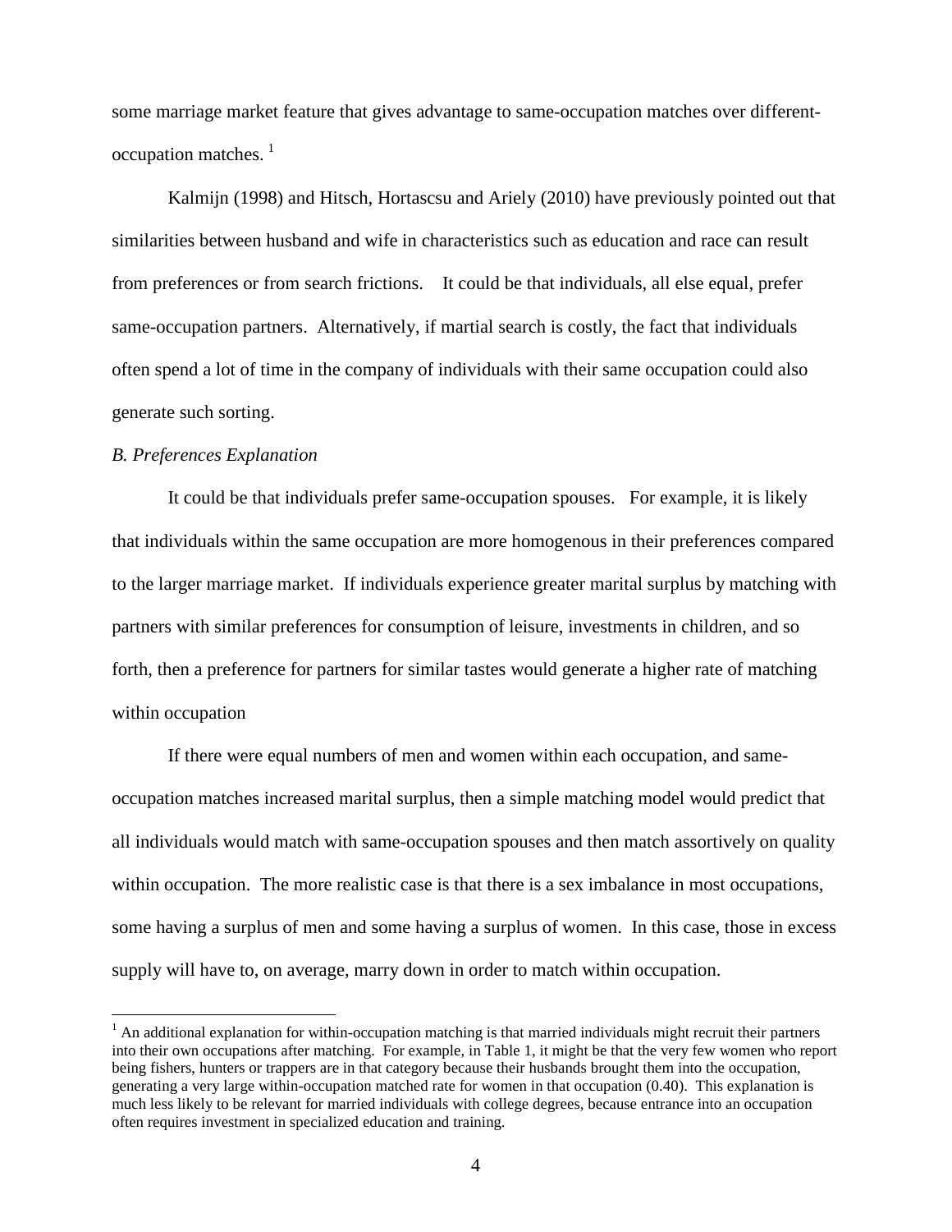some marriage market feature that gives advantage to same-occupation matches over different-occupation matches. [1]

Kalmijn (1998) and Hitsch, Hortascsu and Ariely (2010) have previously pointed out that similarities between husband and wife in characteristics such as education and race can result from preferences or from search frictions. It could be that individuals, all else equal, prefer same-occupation partners. Alternatively, if martial search is costly, the fact that individuals often spend a lot of time in the company of individuals with their same occupation could also generate such sorting.

*B. Preferences Explanation*

It could be that individuals prefer same-occupation spouses. For example, it is likely that individuals within the same occupation are more homogenous in their preferences compared to the larger marriage market. If individuals experience greater marital surplus by matching with partners with similar preferences for consumption of leisure, investments in children, and so forth, then a preference for partners for similar tastes would generate a higher rate of matching within occupation

If there were equal numbers of men and women within each occupation, and same-occupation matches increased marital surplus, then a simple matching model would predict that all individuals would match with same-occupation spouses and then match assortively on quality within occupation. The more realistic case is that there is a sex imbalance in most occupations, some having a surplus of men and some having a surplus of women. In this case, those in excess supply will have to, on average, marry down in order to match within occupation.

[1] An additional explanation for within-occupation matching is that married individuals might recruit their partners into their own occupations after matching. For example, in Table 1, it might be that the very few women who report being fishers, hunters or trappers are in that category because their husbands brought them into the occupation, generating a very large within-occupation matched rate for women in that occupation (0.40). This explanation is much less likely to be relevant for married individuals with college degrees, because entrance into an occupation often requires investment in specialized education and training.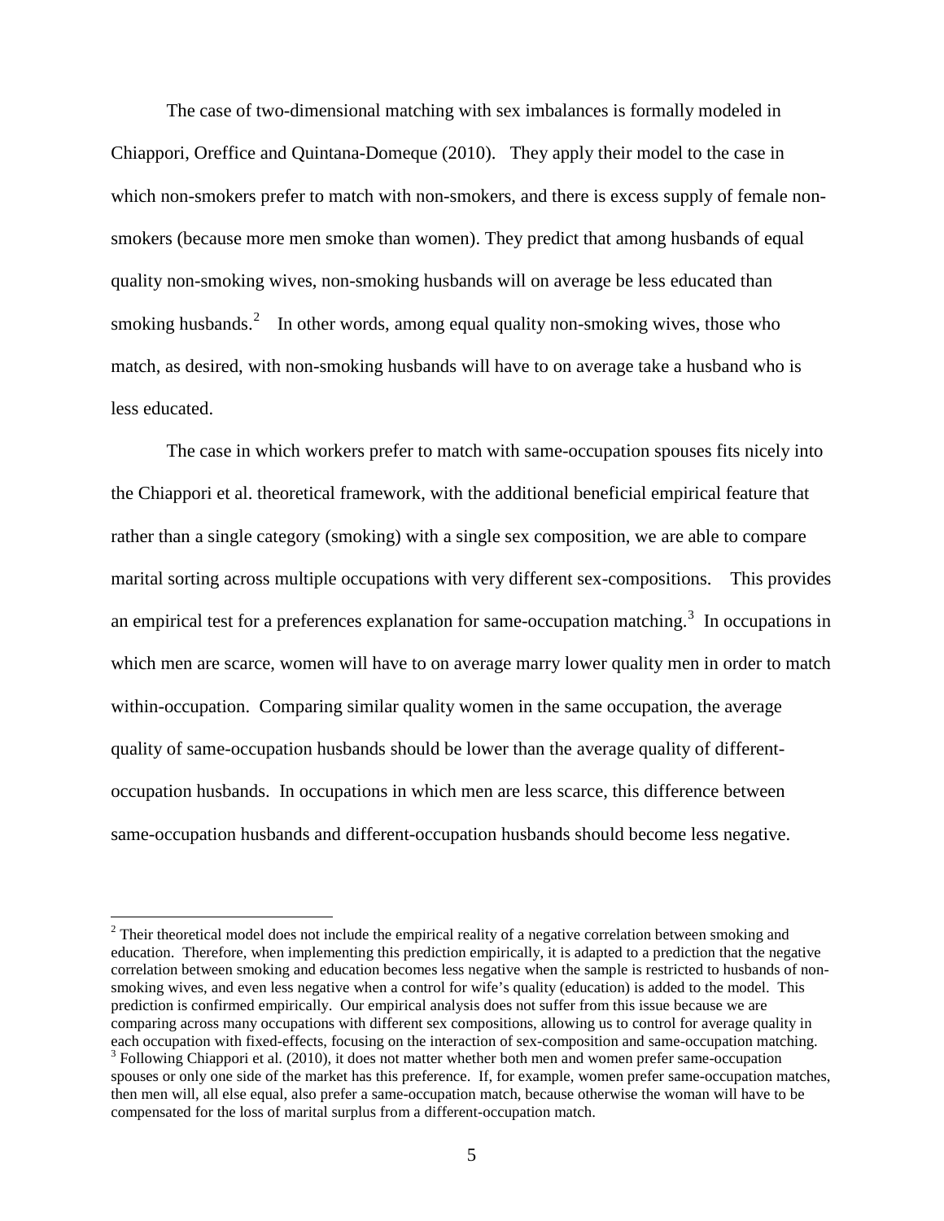The case of two-dimensional matching with sex imbalances is formally modeled in Chiappori, Oreffice and Quintana-Domeque (2010). They apply their model to the case in which non-smokers prefer to match with non-smokers, and there is excess supply of female non-smokers (because more men smoke than women). They predict that among husbands of equal quality non-smoking wives, non-smoking husbands will on average be less educated than smoking husbands.[2] In other words, among equal quality non-smoking wives, those who match, as desired, with non-smoking husbands will have to on average take a husband who is less educated.

The case in which workers prefer to match with same-occupation spouses fits nicely into the Chiappori et al. theoretical framework, with the additional beneficial empirical feature that rather than a single category (smoking) with a single sex composition, we are able to compare marital sorting across multiple occupations with very different sex-compositions. This provides an empirical test for a preferences explanation for same-occupation matching.[3] In occupations in which men are scarce, women will have to on average marry lower quality men in order to match within-occupation. Comparing similar quality women in the same occupation, the average quality of same-occupation husbands should be lower than the average quality of different-occupation husbands. In occupations in which men are less scarce, this difference between same-occupation husbands and different-occupation husbands should become less negative.

---

[2] Their theoretical model does not include the empirical reality of a negative correlation between smoking and education. Therefore, when implementing this prediction empirically, it is adapted to a prediction that the negative correlation between smoking and education becomes less negative when the sample is restricted to husbands of non-smoking wives, and even less negative when a control for wife's quality (education) is added to the model. This prediction is confirmed empirically. Our empirical analysis does not suffer from this issue because we are comparing across many occupations with different sex compositions, allowing us to control for average quality in each occupation with fixed-effects, focusing on the interaction of sex-composition and same-occupation matching.

[3] Following Chiappori et al. (2010), it does not matter whether both men and women prefer same-occupation spouses or only one side of the market has this preference. If, for example, women prefer same-occupation matches, then men will, all else equal, also prefer a same-occupation match, because otherwise the woman will have to be compensated for the loss of marital surplus from a different-occupation match.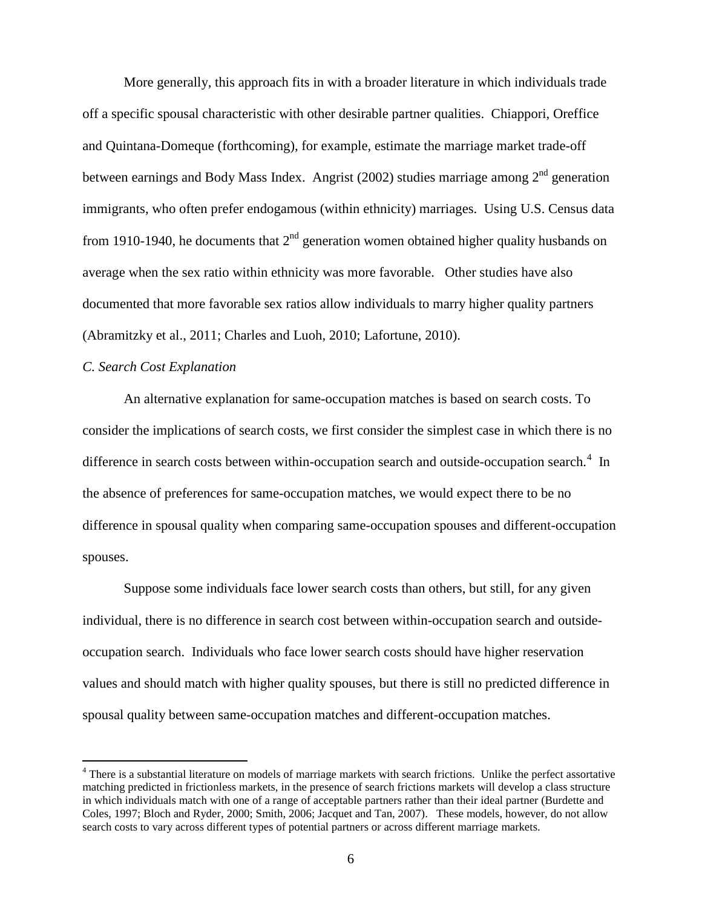More generally, this approach fits in with a broader literature in which individuals trade off a specific spousal characteristic with other desirable partner qualities. Chiappori, Oreffice and Quintana-Domeque (forthcoming), for example, estimate the marriage market trade-off between earnings and Body Mass Index. Angrist (2002) studies marriage among 2nd generation immigrants, who often prefer endogamous (within ethnicity) marriages. Using U.S. Census data from 1910-1940, he documents that 2nd generation women obtained higher quality husbands on average when the sex ratio within ethnicity was more favorable. Other studies have also documented that more favorable sex ratios allow individuals to marry higher quality partners (Abramitzky et al., 2011; Charles and Luoh, 2010; Lafortune, 2010).

*C. Search Cost Explanation*

An alternative explanation for same-occupation matches is based on search costs. To consider the implications of search costs, we first consider the simplest case in which there is no difference in search costs between within-occupation search and outside-occupation search.[4] In the absence of preferences for same-occupation matches, we would expect there to be no difference in spousal quality when comparing same-occupation spouses and different-occupation spouses.

Suppose some individuals face lower search costs than others, but still, for any given individual, there is no difference in search cost between within-occupation search and outside-occupation search. Individuals who face lower search costs should have higher reservation values and should match with higher quality spouses, but there is still no predicted difference in spousal quality between same-occupation matches and different-occupation matches.

[4] There is a substantial literature on models of marriage markets with search frictions. Unlike the perfect assortative matching predicted in frictionless markets, in the presence of search frictions markets will develop a class structure in which individuals match with one of a range of acceptable partners rather than their ideal partner (Burdette and Coles, 1997; Bloch and Ryder, 2000; Smith, 2006; Jacquet and Tan, 2007). These models, however, do not allow search costs to vary across different types of potential partners or across different marriage markets.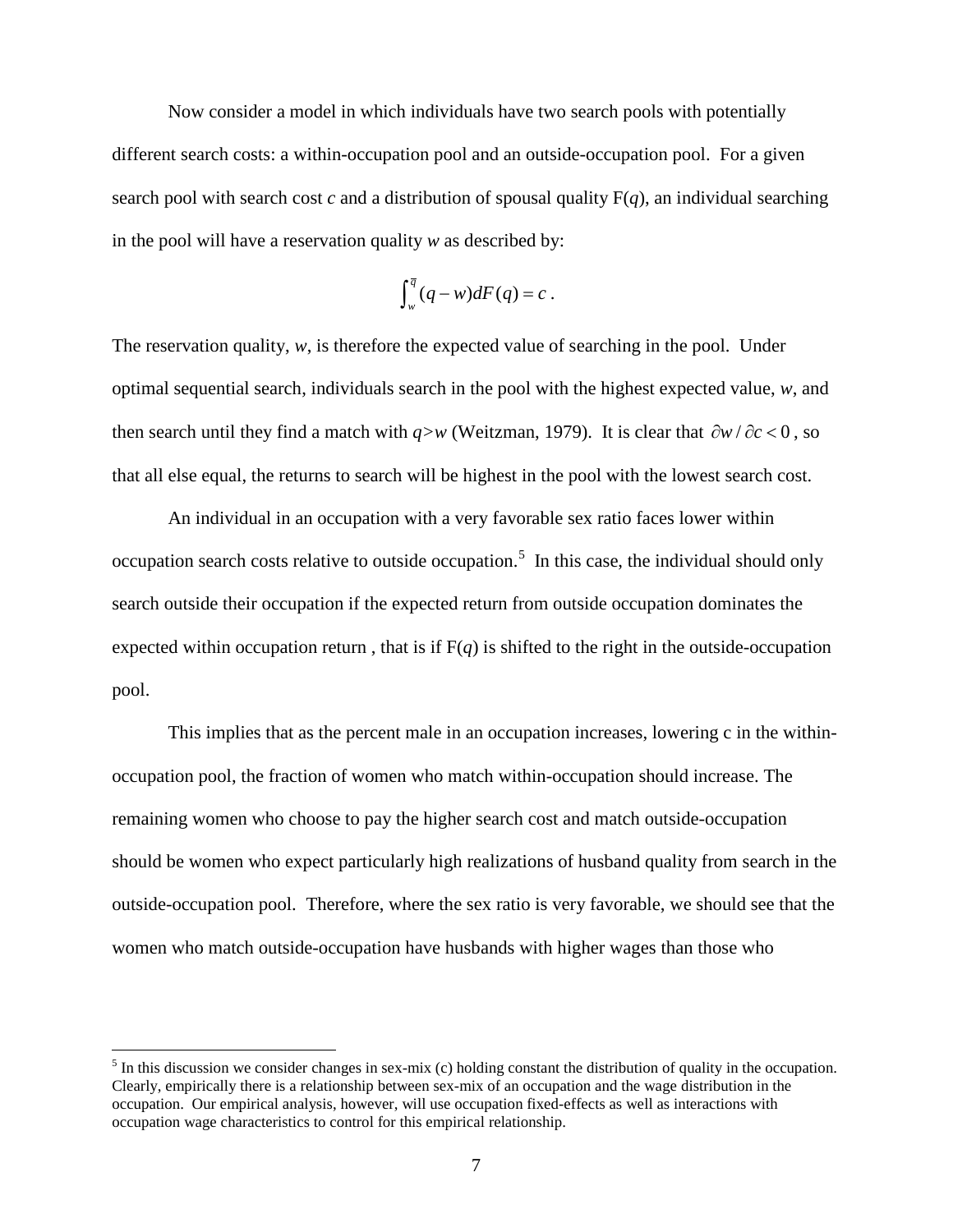Now consider a model in which individuals have two search pools with potentially different search costs: a within-occupation pool and an outside-occupation pool. For a given search pool with search cost $c$ and a distribution of spousal quality $F(q)$, an individual searching in the pool will have a reservation quality $w$ as described by:

$$\int_{w}^{\bar{q}} (q - w) dF(q) = c \ .$$

The reservation quality, $w$, is therefore the expected value of searching in the pool. Under optimal sequential search, individuals search in the pool with the highest expected value, $w$, and then search until they find a match with $q>w$ (Weitzman, 1979). It is clear that $\partial w / \partial c < 0$, so that all else equal, the returns to search will be highest in the pool with the lowest search cost.

An individual in an occupation with a very favorable sex ratio faces lower within occupation search costs relative to outside occupation.[5] In this case, the individual should only search outside their occupation if the expected return from outside occupation dominates the expected within occupation return , that is if $F(q)$ is shifted to the right in the outside-occupation pool.

This implies that as the percent male in an occupation increases, lowering c in the within-occupation pool, the fraction of women who match within-occupation should increase. The remaining women who choose to pay the higher search cost and match outside-occupation should be women who expect particularly high realizations of husband quality from search in the outside-occupation pool. Therefore, where the sex ratio is very favorable, we should see that the women who match outside-occupation have husbands with higher wages than those who

[5] In this discussion we consider changes in sex-mix (c) holding constant the distribution of quality in the occupation. Clearly, empirically there is a relationship between sex-mix of an occupation and the wage distribution in the occupation. Our empirical analysis, however, will use occupation fixed-effects as well as interactions with occupation wage characteristics to control for this empirical relationship.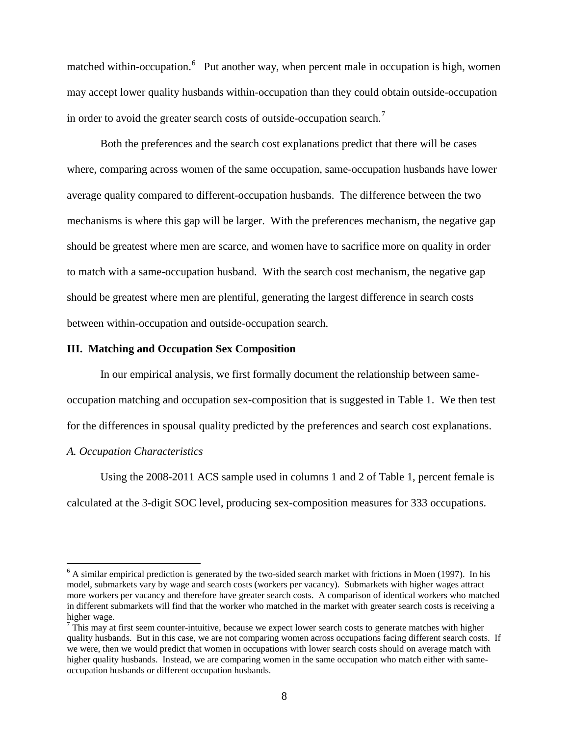matched within-occupation.[6] Put another way, when percent male in occupation is high, women may accept lower quality husbands within-occupation than they could obtain outside-occupation in order to avoid the greater search costs of outside-occupation search.[7]

Both the preferences and the search cost explanations predict that there will be cases where, comparing across women of the same occupation, same-occupation husbands have lower average quality compared to different-occupation husbands. The difference between the two mechanisms is where this gap will be larger. With the preferences mechanism, the negative gap should be greatest where men are scarce, and women have to sacrifice more on quality in order to match with a same-occupation husband. With the search cost mechanism, the negative gap should be greatest where men are plentiful, generating the largest difference in search costs between within-occupation and outside-occupation search.

## III. Matching and Occupation Sex Composition

In our empirical analysis, we first formally document the relationship between same-occupation matching and occupation sex-composition that is suggested in Table 1. We then test for the differences in spousal quality predicted by the preferences and search cost explanations.

### *A. Occupation Characteristics*

Using the 2008-2011 ACS sample used in columns 1 and 2 of Table 1, percent female is calculated at the 3-digit SOC level, producing sex-composition measures for 333 occupations.

---

[6] A similar empirical prediction is generated by the two-sided search market with frictions in Moen (1997). In his model, submarkets vary by wage and search costs (workers per vacancy). Submarkets with higher wages attract more workers per vacancy and therefore have greater search costs. A comparison of identical workers who matched in different submarkets will find that the worker who matched in the market with greater search costs is receiving a higher wage.

[7] This may at first seem counter-intuitive, because we expect lower search costs to generate matches with higher quality husbands. But in this case, we are not comparing women across occupations facing different search costs. If we were, then we would predict that women in occupations with lower search costs should on average match with higher quality husbands. Instead, we are comparing women in the same occupation who match either with same-occupation husbands or different occupation husbands.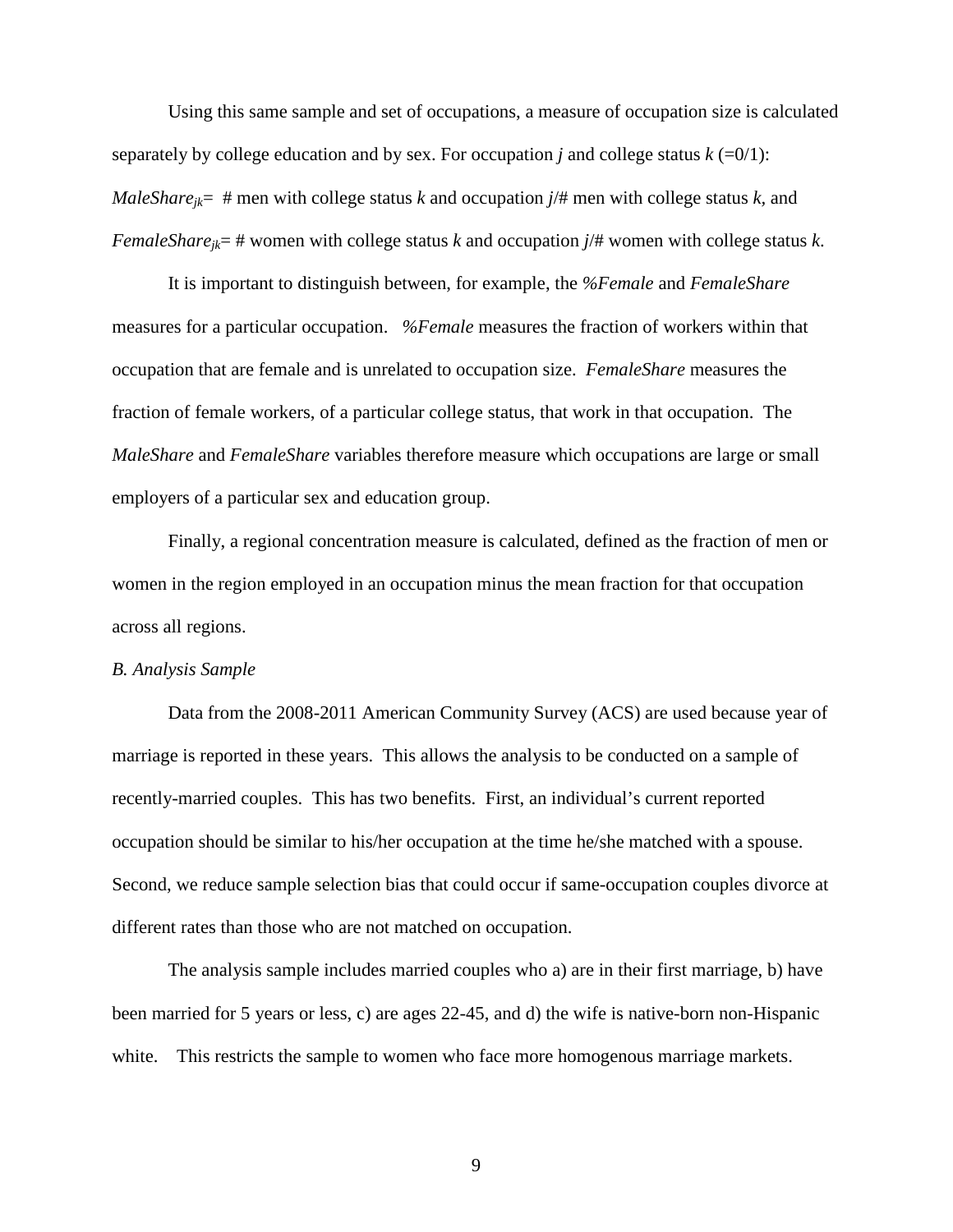Using this same sample and set of occupations, a measure of occupation size is calculated separately by college education and by sex. For occupation $j$ and college status $k$ (=0/1): $MaleShare_{jk}$= # men with college status $k$ and occupation $j$/# men with college status $k$, and $FemaleShare_{jk}$= # women with college status $k$ and occupation $j$/# women with college status $k$.

It is important to distinguish between, for example, the *%Female* and *FemaleShare* measures for a particular occupation. *%Female* measures the fraction of workers within that occupation that are female and is unrelated to occupation size. *FemaleShare* measures the fraction of female workers, of a particular college status, that work in that occupation. The *MaleShare* and *FemaleShare* variables therefore measure which occupations are large or small employers of a particular sex and education group.

Finally, a regional concentration measure is calculated, defined as the fraction of men or women in the region employed in an occupation minus the mean fraction for that occupation across all regions.

*B. Analysis Sample*

Data from the 2008-2011 American Community Survey (ACS) are used because year of marriage is reported in these years. This allows the analysis to be conducted on a sample of recently-married couples. This has two benefits. First, an individual's current reported occupation should be similar to his/her occupation at the time he/she matched with a spouse. Second, we reduce sample selection bias that could occur if same-occupation couples divorce at different rates than those who are not matched on occupation.

The analysis sample includes married couples who a) are in their first marriage, b) have been married for 5 years or less, c) are ages 22-45, and d) the wife is native-born non-Hispanic white. This restricts the sample to women who face more homogenous marriage markets.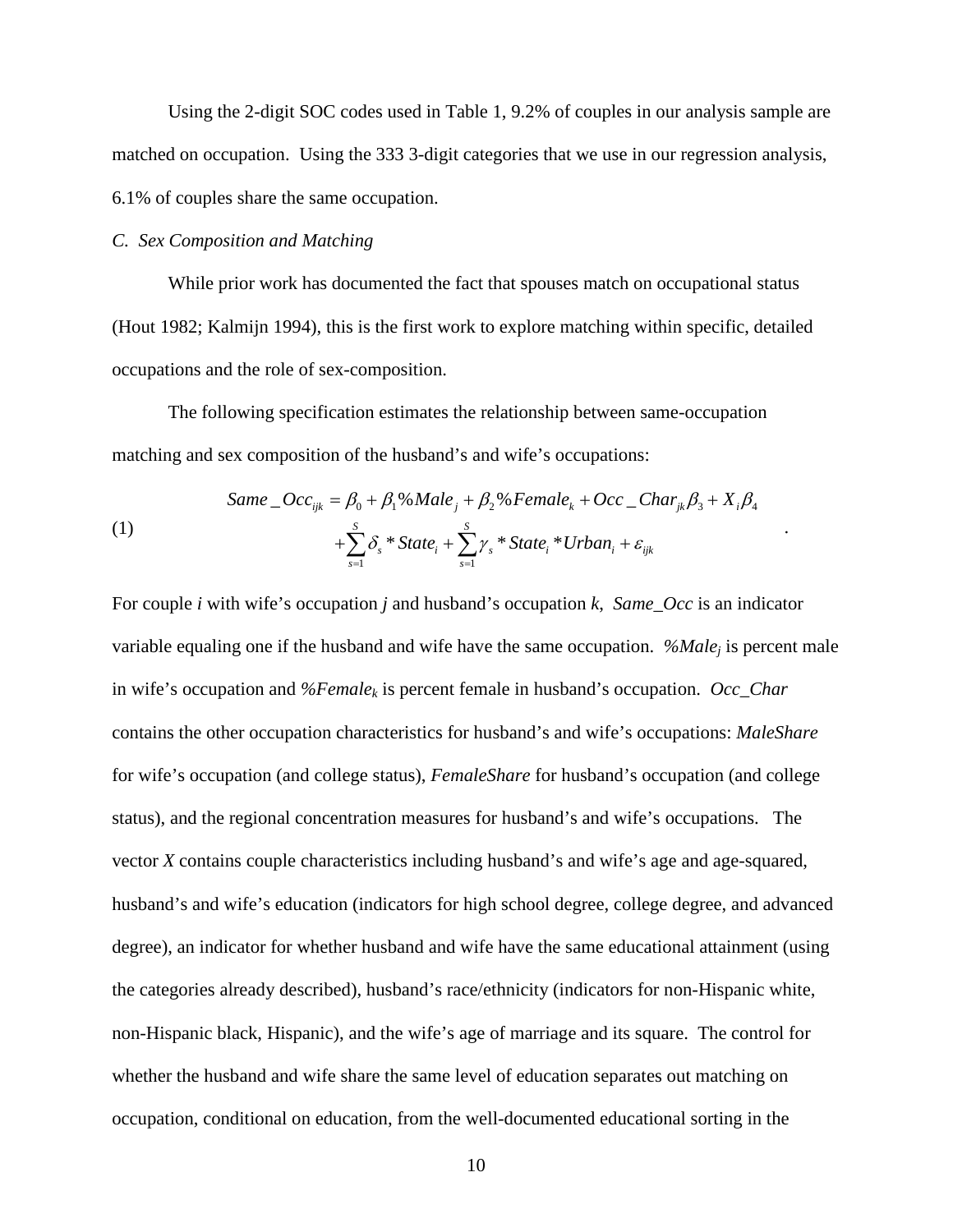Using the 2-digit SOC codes used in Table 1, 9.2% of couples in our analysis sample are matched on occupation. Using the 333 3-digit categories that we use in our regression analysis, 6.1% of couples share the same occupation.

*C. Sex Composition and Matching*

While prior work has documented the fact that spouses match on occupational status (Hout 1982; Kalmijn 1994), this is the first work to explore matching within specific, detailed occupations and the role of sex-composition.

The following specification estimates the relationship between same-occupation matching and sex composition of the husband's and wife's occupations:

$$
\text{(1)} \qquad \begin{aligned} Same\_Occ_{ijk} &= \beta_0 + \beta_1 \%Male_j + \beta_2 \%Female_k + Occ\_Char_{jk}\beta_3 + X_i\beta_4 \\ &+ \sum_{s=1}^{S} \delta_s * State_i + \sum_{s=1}^{S} \gamma_s * State_i * Urban_i + \varepsilon_{ijk} \end{aligned}
$$

For couple *i* with wife's occupation *j* and husband's occupation *k*, *Same_Occ* is an indicator variable equaling one if the husband and wife have the same occupation. $\%Male_j$ is percent male in wife's occupation and $\%Female_k$ is percent female in husband's occupation. *Occ_Char* contains the other occupation characteristics for husband's and wife's occupations: *MaleShare* for wife's occupation (and college status), *FemaleShare* for husband's occupation (and college status), and the regional concentration measures for husband's and wife's occupations. The vector *X* contains couple characteristics including husband's and wife's age and age-squared, husband's and wife's education (indicators for high school degree, college degree, and advanced degree), an indicator for whether husband and wife have the same educational attainment (using the categories already described), husband's race/ethnicity (indicators for non-Hispanic white, non-Hispanic black, Hispanic), and the wife's age of marriage and its square. The control for whether the husband and wife share the same level of education separates out matching on occupation, conditional on education, from the well-documented educational sorting in the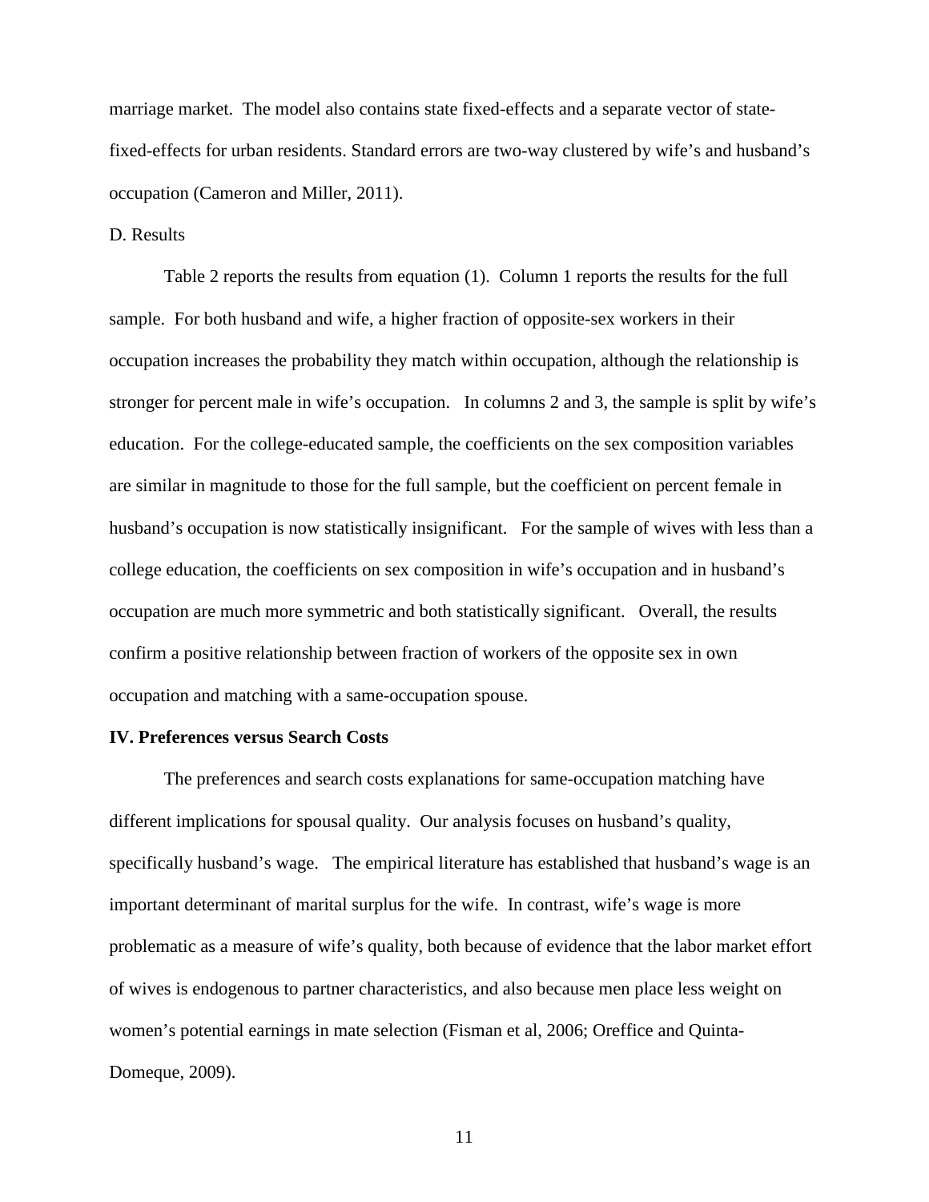marriage market. The model also contains state fixed-effects and a separate vector of state-fixed-effects for urban residents. Standard errors are two-way clustered by wife's and husband's occupation (Cameron and Miller, 2011).

D. Results

Table 2 reports the results from equation (1). Column 1 reports the results for the full sample. For both husband and wife, a higher fraction of opposite-sex workers in their occupation increases the probability they match within occupation, although the relationship is stronger for percent male in wife's occupation. In columns 2 and 3, the sample is split by wife's education. For the college-educated sample, the coefficients on the sex composition variables are similar in magnitude to those for the full sample, but the coefficient on percent female in husband's occupation is now statistically insignificant. For the sample of wives with less than a college education, the coefficients on sex composition in wife's occupation and in husband's occupation are much more symmetric and both statistically significant. Overall, the results confirm a positive relationship between fraction of workers of the opposite sex in own occupation and matching with a same-occupation spouse.

## IV. Preferences versus Search Costs

The preferences and search costs explanations for same-occupation matching have different implications for spousal quality. Our analysis focuses on husband's quality, specifically husband's wage. The empirical literature has established that husband's wage is an important determinant of marital surplus for the wife. In contrast, wife's wage is more problematic as a measure of wife's quality, both because of evidence that the labor market effort of wives is endogenous to partner characteristics, and also because men place less weight on women's potential earnings in mate selection (Fisman et al, 2006; Oreffice and Quinta-Domeque, 2009).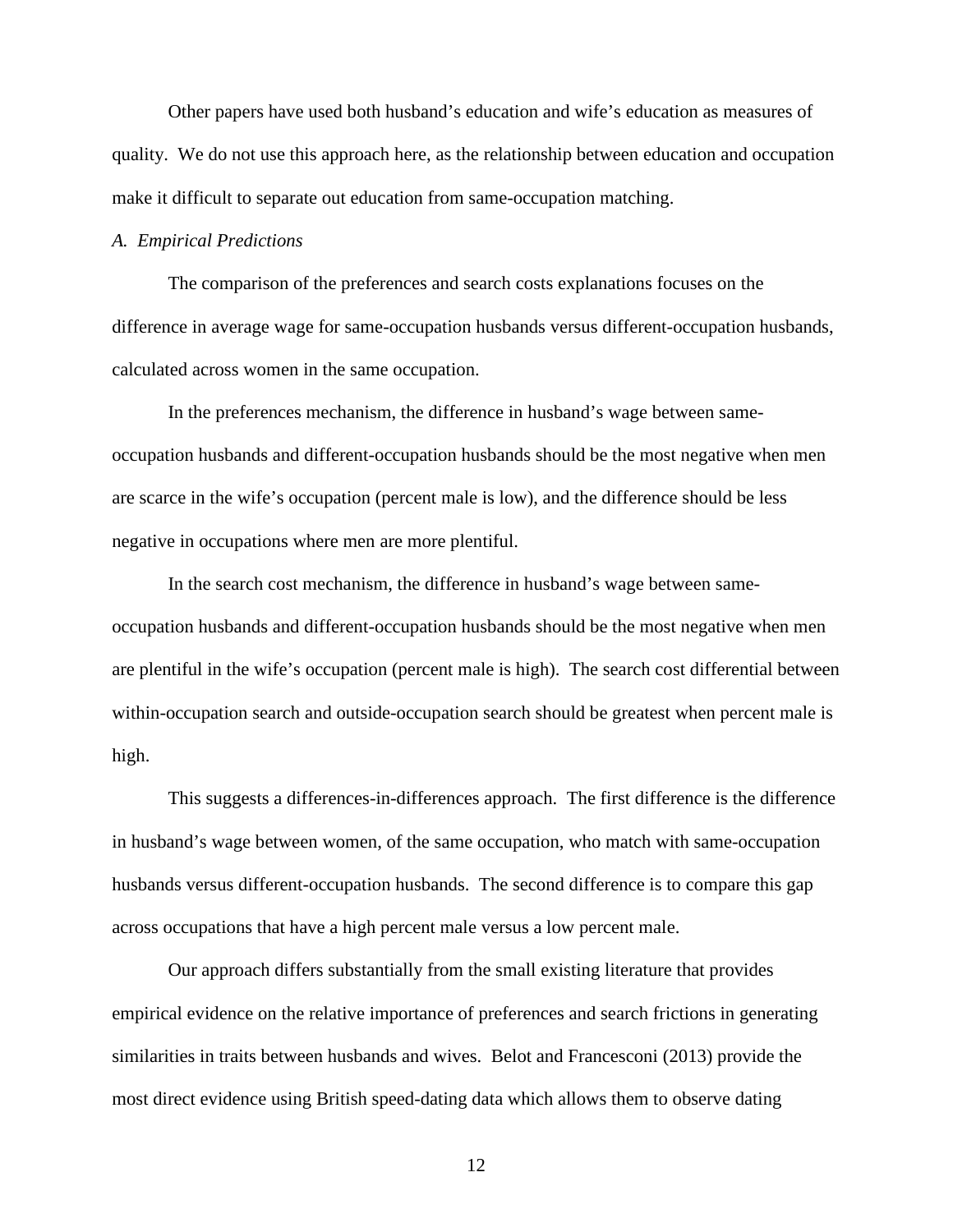Other papers have used both husband's education and wife's education as measures of quality. We do not use this approach here, as the relationship between education and occupation make it difficult to separate out education from same-occupation matching.

*A. Empirical Predictions*

The comparison of the preferences and search costs explanations focuses on the difference in average wage for same-occupation husbands versus different-occupation husbands, calculated across women in the same occupation.

In the preferences mechanism, the difference in husband's wage between same-occupation husbands and different-occupation husbands should be the most negative when men are scarce in the wife's occupation (percent male is low), and the difference should be less negative in occupations where men are more plentiful.

In the search cost mechanism, the difference in husband's wage between same-occupation husbands and different-occupation husbands should be the most negative when men are plentiful in the wife's occupation (percent male is high). The search cost differential between within-occupation search and outside-occupation search should be greatest when percent male is high.

This suggests a differences-in-differences approach. The first difference is the difference in husband's wage between women, of the same occupation, who match with same-occupation husbands versus different-occupation husbands. The second difference is to compare this gap across occupations that have a high percent male versus a low percent male.

Our approach differs substantially from the small existing literature that provides empirical evidence on the relative importance of preferences and search frictions in generating similarities in traits between husbands and wives. Belot and Francesconi (2013) provide the most direct evidence using British speed-dating data which allows them to observe dating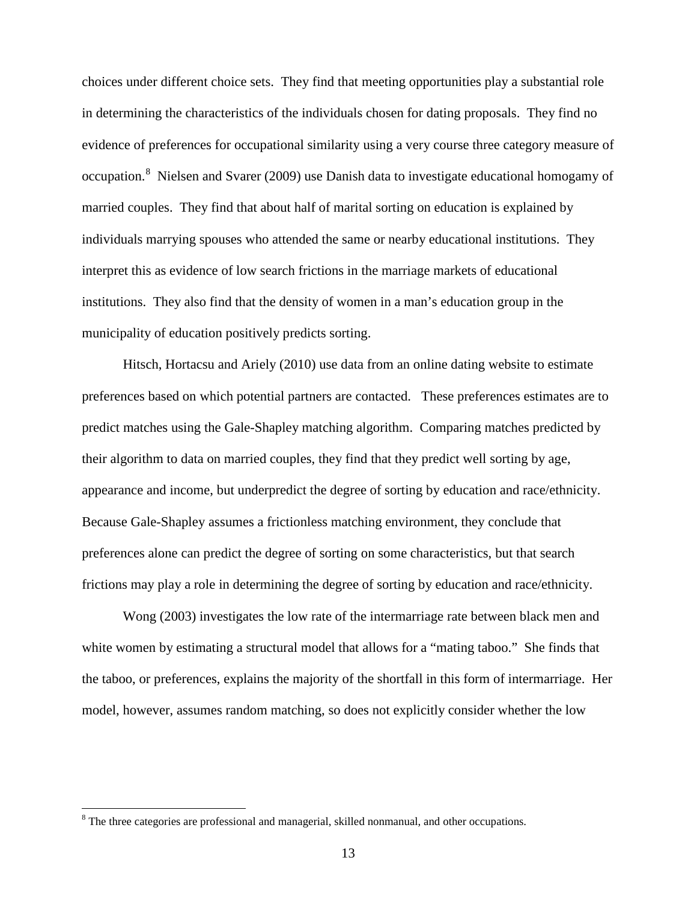choices under different choice sets. They find that meeting opportunities play a substantial role in determining the characteristics of the individuals chosen for dating proposals. They find no evidence of preferences for occupational similarity using a very course three category measure of occupation.[8] Nielsen and Svarer (2009) use Danish data to investigate educational homogamy of married couples. They find that about half of marital sorting on education is explained by individuals marrying spouses who attended the same or nearby educational institutions. They interpret this as evidence of low search frictions in the marriage markets of educational institutions. They also find that the density of women in a man's education group in the municipality of education positively predicts sorting.

Hitsch, Hortacsu and Ariely (2010) use data from an online dating website to estimate preferences based on which potential partners are contacted. These preferences estimates are to predict matches using the Gale-Shapley matching algorithm. Comparing matches predicted by their algorithm to data on married couples, they find that they predict well sorting by age, appearance and income, but underpredict the degree of sorting by education and race/ethnicity. Because Gale-Shapley assumes a frictionless matching environment, they conclude that preferences alone can predict the degree of sorting on some characteristics, but that search frictions may play a role in determining the degree of sorting by education and race/ethnicity.

Wong (2003) investigates the low rate of the intermarriage rate between black men and white women by estimating a structural model that allows for a "mating taboo." She finds that the taboo, or preferences, explains the majority of the shortfall in this form of intermarriage. Her model, however, assumes random matching, so does not explicitly consider whether the low

[8] The three categories are professional and managerial, skilled nonmanual, and other occupations.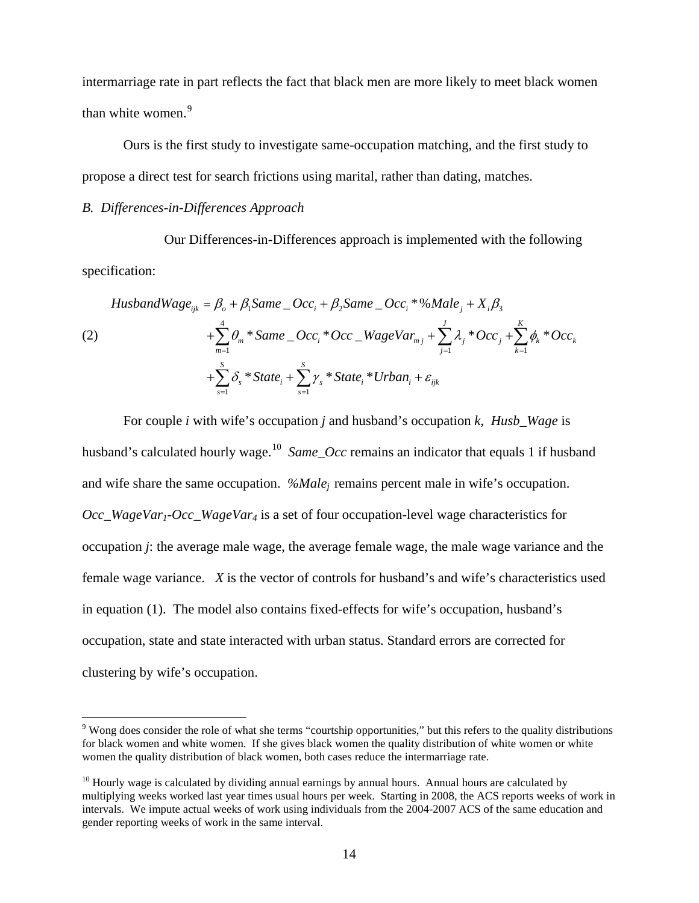intermarriage rate in part reflects the fact that black men are more likely to meet black women than white women.[9]

Ours is the first study to investigate same-occupation matching, and the first study to propose a direct test for search frictions using marital, rather than dating, matches.

*B. Differences-in-Differences Approach*

Our Differences-in-Differences approach is implemented with the following specification:

$$
\begin{aligned}
(2) \qquad HusbandWage_{ijk} = \beta_o + \beta_1 Same\_Occ_i + \beta_2 Same\_Occ_i * \%Male_j + X_i \beta_3 \\
+ \sum_{m=1}^{4} \theta_m * Same\_Occ_i * Occ\_WageVar_{mj} + \sum_{j=1}^{J} \lambda_j * Occ_j + \sum_{k=1}^{K} \phi_k * Occ_k \\
+ \sum_{s=1}^{S} \delta_s * State_i + \sum_{s=1}^{S} \gamma_s * State_i * Urban_i + \varepsilon_{ijk}
\end{aligned}
$$

For couple *i* with wife's occupation *j* and husband's occupation *k*, *Husb_Wage* is husband's calculated hourly wage.[10] *Same_Occ* remains an indicator that equals 1 if husband and wife share the same occupation. *%Male*$_j$ remains percent male in wife's occupation. *Occ_WageVar*$_1$-*Occ_WageVar*$_4$ is a set of four occupation-level wage characteristics for occupation *j*: the average male wage, the average female wage, the male wage variance and the female wage variance. *X* is the vector of controls for husband's and wife's characteristics used in equation (1). The model also contains fixed-effects for wife's occupation, husband's occupation, state and state interacted with urban status. Standard errors are corrected for clustering by wife's occupation.

---

[9] Wong does consider the role of what she terms "courtship opportunities," but this refers to the quality distributions for black women and white women. If she gives black women the quality distribution of white women or white women the quality distribution of black women, both cases reduce the intermarriage rate.

[10] Hourly wage is calculated by dividing annual earnings by annual hours. Annual hours are calculated by multiplying weeks worked last year times usual hours per week. Starting in 2008, the ACS reports weeks of work in intervals. We impute actual weeks of work using individuals from the 2004-2007 ACS of the same education and gender reporting weeks of work in the same interval.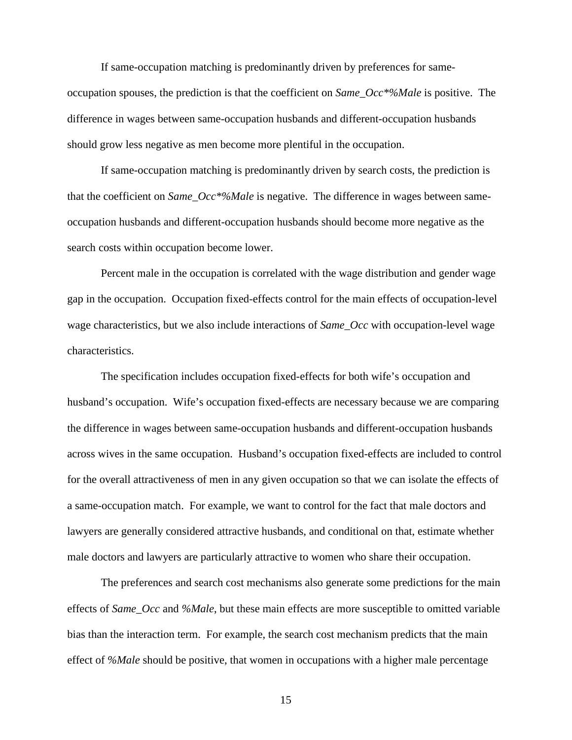If same-occupation matching is predominantly driven by preferences for same-occupation spouses, the prediction is that the coefficient on *Same_Occ*%Male* is positive. The difference in wages between same-occupation husbands and different-occupation husbands should grow less negative as men become more plentiful in the occupation.

If same-occupation matching is predominantly driven by search costs, the prediction is that the coefficient on *Same_Occ*%Male* is negative. The difference in wages between same-occupation husbands and different-occupation husbands should become more negative as the search costs within occupation become lower.

Percent male in the occupation is correlated with the wage distribution and gender wage gap in the occupation. Occupation fixed-effects control for the main effects of occupation-level wage characteristics, but we also include interactions of *Same_Occ* with occupation-level wage characteristics.

The specification includes occupation fixed-effects for both wife's occupation and husband's occupation. Wife's occupation fixed-effects are necessary because we are comparing the difference in wages between same-occupation husbands and different-occupation husbands across wives in the same occupation. Husband's occupation fixed-effects are included to control for the overall attractiveness of men in any given occupation so that we can isolate the effects of a same-occupation match. For example, we want to control for the fact that male doctors and lawyers are generally considered attractive husbands, and conditional on that, estimate whether male doctors and lawyers are particularly attractive to women who share their occupation.

The preferences and search cost mechanisms also generate some predictions for the main effects of *Same_Occ* and *%Male*, but these main effects are more susceptible to omitted variable bias than the interaction term. For example, the search cost mechanism predicts that the main effect of *%Male* should be positive, that women in occupations with a higher male percentage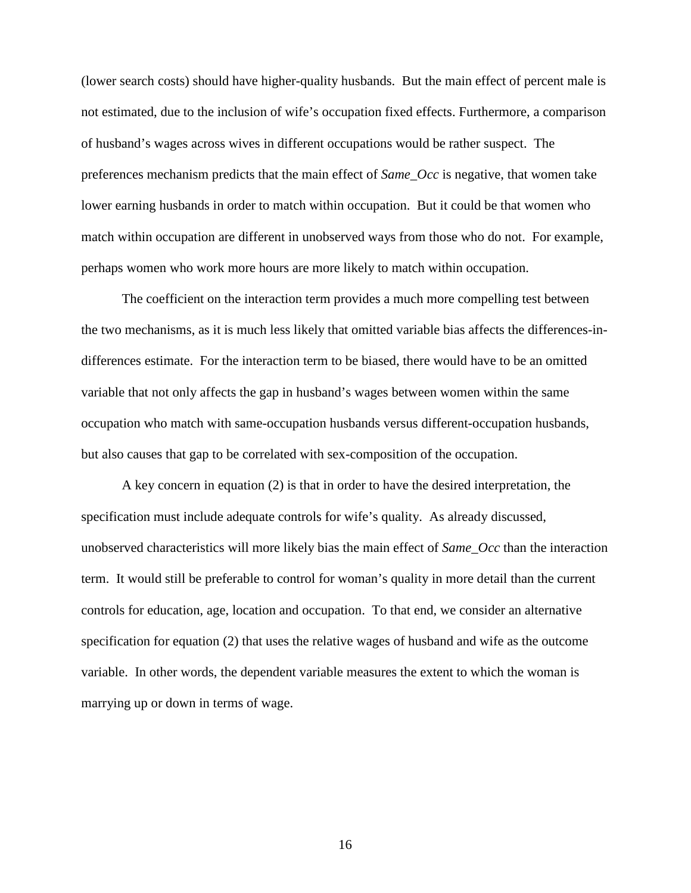(lower search costs) should have higher-quality husbands. But the main effect of percent male is not estimated, due to the inclusion of wife's occupation fixed effects. Furthermore, a comparison of husband's wages across wives in different occupations would be rather suspect. The preferences mechanism predicts that the main effect of *Same_Occ* is negative, that women take lower earning husbands in order to match within occupation. But it could be that women who match within occupation are different in unobserved ways from those who do not. For example, perhaps women who work more hours are more likely to match within occupation.

The coefficient on the interaction term provides a much more compelling test between the two mechanisms, as it is much less likely that omitted variable bias affects the differences-in-differences estimate. For the interaction term to be biased, there would have to be an omitted variable that not only affects the gap in husband's wages between women within the same occupation who match with same-occupation husbands versus different-occupation husbands, but also causes that gap to be correlated with sex-composition of the occupation.

A key concern in equation (2) is that in order to have the desired interpretation, the specification must include adequate controls for wife's quality. As already discussed, unobserved characteristics will more likely bias the main effect of *Same_Occ* than the interaction term. It would still be preferable to control for woman's quality in more detail than the current controls for education, age, location and occupation. To that end, we consider an alternative specification for equation (2) that uses the relative wages of husband and wife as the outcome variable. In other words, the dependent variable measures the extent to which the woman is marrying up or down in terms of wage.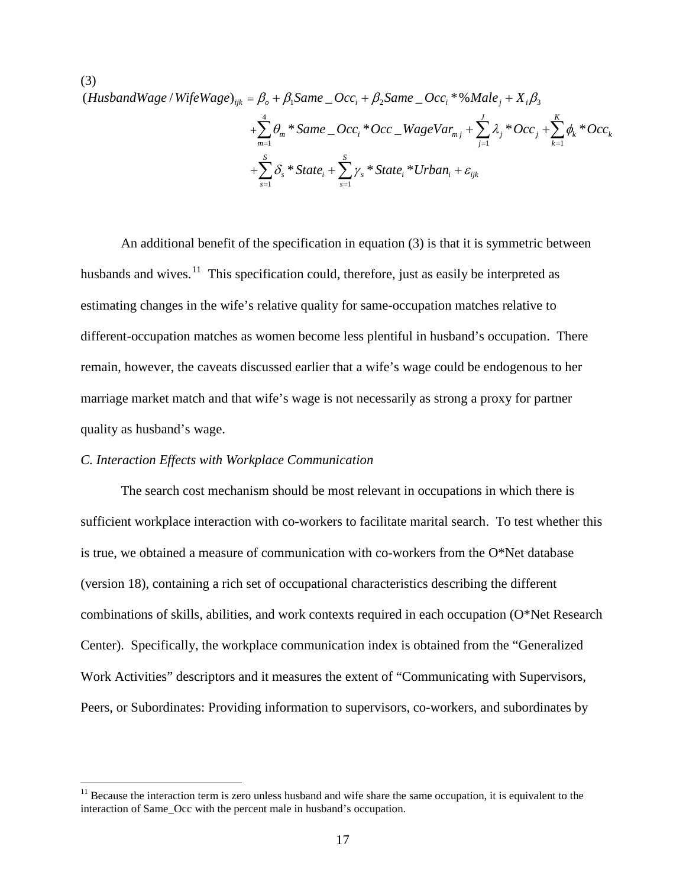(3)

$$
\begin{aligned}
(HusbandWage/WifeWage)_{ijk} = \; & \beta_o + \beta_1 Same\_Occ_i + \beta_2 Same\_Occ_i * \%Male_j + X_i\beta_3 \\
& + \sum_{m=1}^{4} \theta_m * Same\_Occ_i * Occ\_WageVar_{mj} + \sum_{j=1}^{J} \lambda_j * Occ_j + \sum_{k=1}^{K} \phi_k * Occ_k \\
& + \sum_{s=1}^{S} \delta_s * State_i + \sum_{s=1}^{S} \gamma_s * State_i * Urban_i + \varepsilon_{ijk}
\end{aligned}
$$

An additional benefit of the specification in equation (3) is that it is symmetric between husbands and wives.[11] This specification could, therefore, just as easily be interpreted as estimating changes in the wife's relative quality for same-occupation matches relative to different-occupation matches as women become less plentiful in husband's occupation. There remain, however, the caveats discussed earlier that a wife's wage could be endogenous to her marriage market match and that wife's wage is not necessarily as strong a proxy for partner quality as husband's wage.

*C. Interaction Effects with Workplace Communication*

The search cost mechanism should be most relevant in occupations in which there is sufficient workplace interaction with co-workers to facilitate marital search. To test whether this is true, we obtained a measure of communication with co-workers from the O*Net database (version 18), containing a rich set of occupational characteristics describing the different combinations of skills, abilities, and work contexts required in each occupation (O*Net Research Center). Specifically, the workplace communication index is obtained from the "Generalized Work Activities" descriptors and it measures the extent of "Communicating with Supervisors, Peers, or Subordinates: Providing information to supervisors, co-workers, and subordinates by

[11] Because the interaction term is zero unless husband and wife share the same occupation, it is equivalent to the interaction of Same_Occ with the percent male in husband's occupation.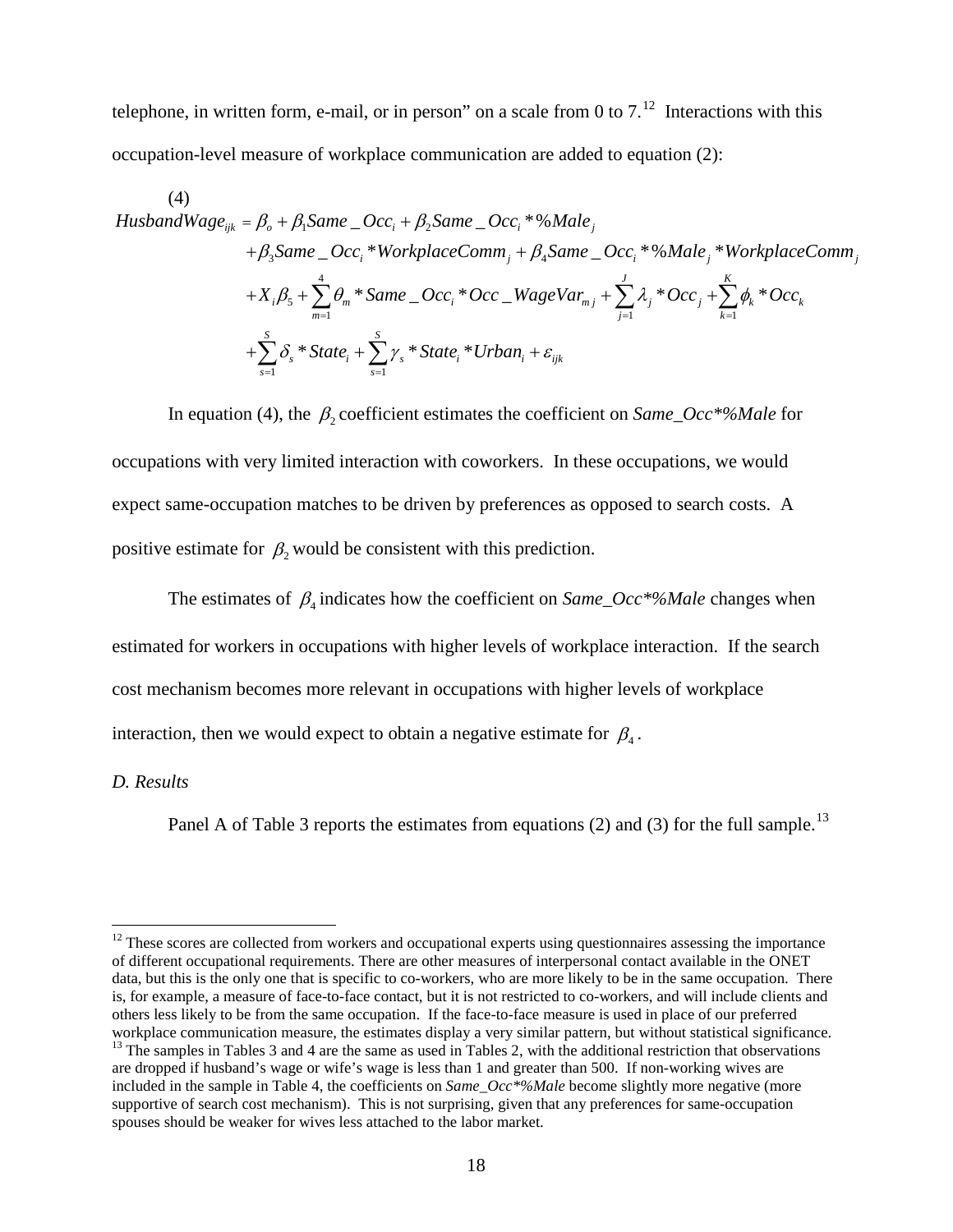telephone, in written form, e-mail, or in person" on a scale from 0 to 7.[12] Interactions with this occupation-level measure of workplace communication are added to equation (2):

(4)

$$
\begin{aligned}
HusbandWage_{ijk} = \; & \beta_o + \beta_1 Same\_Occ_i + \beta_2 Same\_Occ_i * \%Male_j \\
& + \beta_3 Same\_Occ_i * WorkplaceComm_j + \beta_4 Same\_Occ_i * \%Male_j * WorkplaceComm_j \\
& + X_i \beta_5 + \sum_{m=1}^{4} \theta_m * Same\_Occ_i * Occ\_WageVar_{mj} + \sum_{j=1}^{J} \lambda_j * Occ_j + \sum_{k=1}^{K} \phi_k * Occ_k \\
& + \sum_{s=1}^{S} \delta_s * State_i + \sum_{s=1}^{S} \gamma_s * State_i * Urban_i + \varepsilon_{ijk}
\end{aligned}
$$

In equation (4), the $\beta_2$ coefficient estimates the coefficient on *Same_Occ*%Male* for occupations with very limited interaction with coworkers. In these occupations, we would expect same-occupation matches to be driven by preferences as opposed to search costs. A positive estimate for $\beta_2$ would be consistent with this prediction.

The estimates of $\beta_4$ indicates how the coefficient on *Same_Occ*%Male* changes when estimated for workers in occupations with higher levels of workplace interaction. If the search cost mechanism becomes more relevant in occupations with higher levels of workplace interaction, then we would expect to obtain a negative estimate for $\beta_4$.

*D. Results*

Panel A of Table 3 reports the estimates from equations (2) and (3) for the full sample.[13]

---

[12] These scores are collected from workers and occupational experts using questionnaires assessing the importance of different occupational requirements. There are other measures of interpersonal contact available in the ONET data, but this is the only one that is specific to co-workers, who are more likely to be in the same occupation. There is, for example, a measure of face-to-face contact, but it is not restricted to co-workers, and will include clients and others less likely to be from the same occupation. If the face-to-face measure is used in place of our preferred workplace communication measure, the estimates display a very similar pattern, but without statistical significance.

[13] The samples in Tables 3 and 4 are the same as used in Tables 2, with the additional restriction that observations are dropped if husband's wage or wife's wage is less than 1 and greater than 500. If non-working wives are included in the sample in Table 4, the coefficients on *Same_Occ*%Male* become slightly more negative (more supportive of search cost mechanism). This is not surprising, given that any preferences for same-occupation spouses should be weaker for wives less attached to the labor market.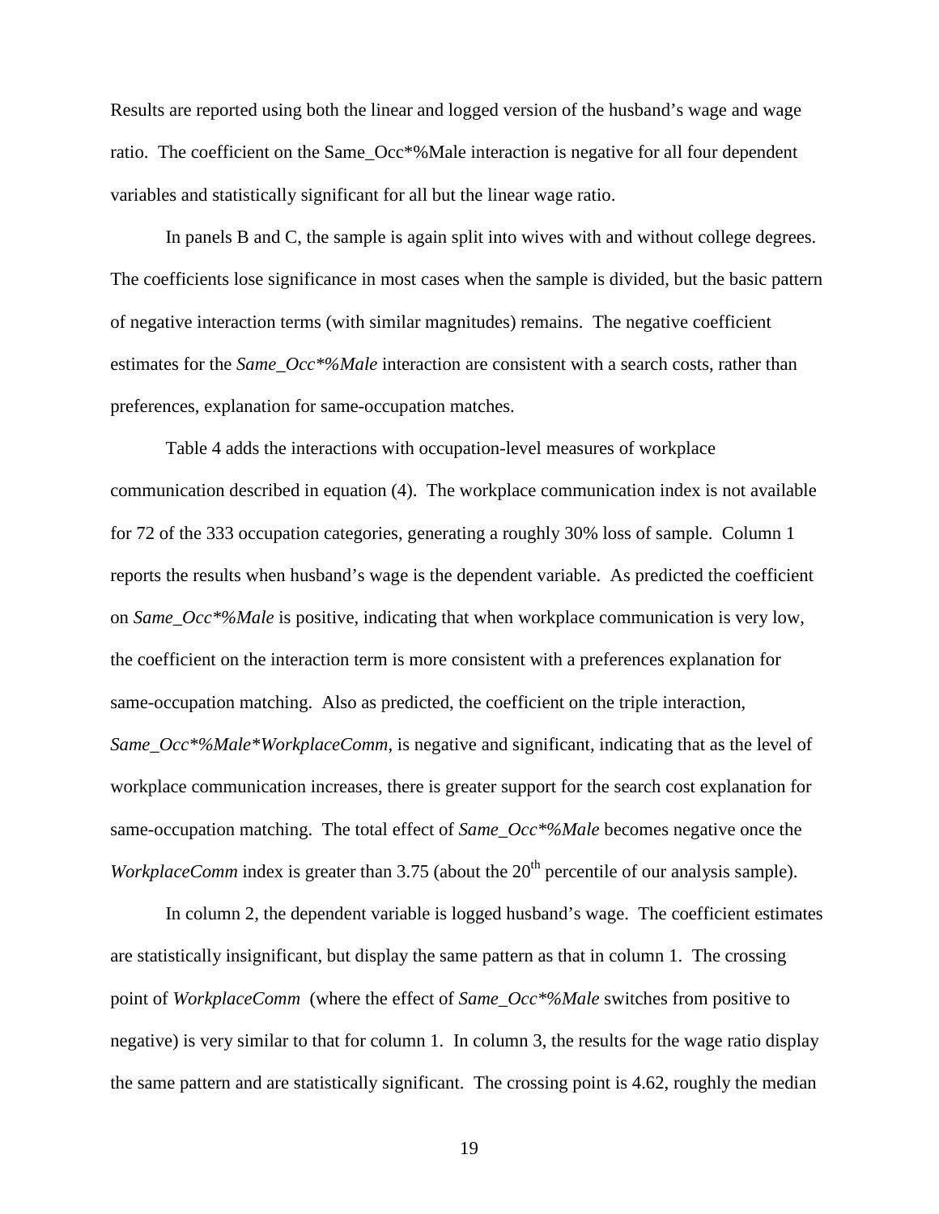Results are reported using both the linear and logged version of the husband's wage and wage ratio. The coefficient on the Same_Occ*%Male interaction is negative for all four dependent variables and statistically significant for all but the linear wage ratio.

In panels B and C, the sample is again split into wives with and without college degrees. The coefficients lose significance in most cases when the sample is divided, but the basic pattern of negative interaction terms (with similar magnitudes) remains. The negative coefficient estimates for the *Same_Occ*%Male* interaction are consistent with a search costs, rather than preferences, explanation for same-occupation matches.

Table 4 adds the interactions with occupation-level measures of workplace communication described in equation (4). The workplace communication index is not available for 72 of the 333 occupation categories, generating a roughly 30% loss of sample. Column 1 reports the results when husband's wage is the dependent variable. As predicted the coefficient on *Same_Occ*%Male* is positive, indicating that when workplace communication is very low, the coefficient on the interaction term is more consistent with a preferences explanation for same-occupation matching. Also as predicted, the coefficient on the triple interaction, *Same_Occ*%Male*WorkplaceComm*, is negative and significant, indicating that as the level of workplace communication increases, there is greater support for the search cost explanation for same-occupation matching. The total effect of *Same_Occ*%Male* becomes negative once the *WorkplaceComm* index is greater than 3.75 (about the 20th percentile of our analysis sample).

In column 2, the dependent variable is logged husband's wage. The coefficient estimates are statistically insignificant, but display the same pattern as that in column 1. The crossing point of *WorkplaceComm* (where the effect of *Same_Occ*%Male* switches from positive to negative) is very similar to that for column 1. In column 3, the results for the wage ratio display the same pattern and are statistically significant. The crossing point is 4.62, roughly the median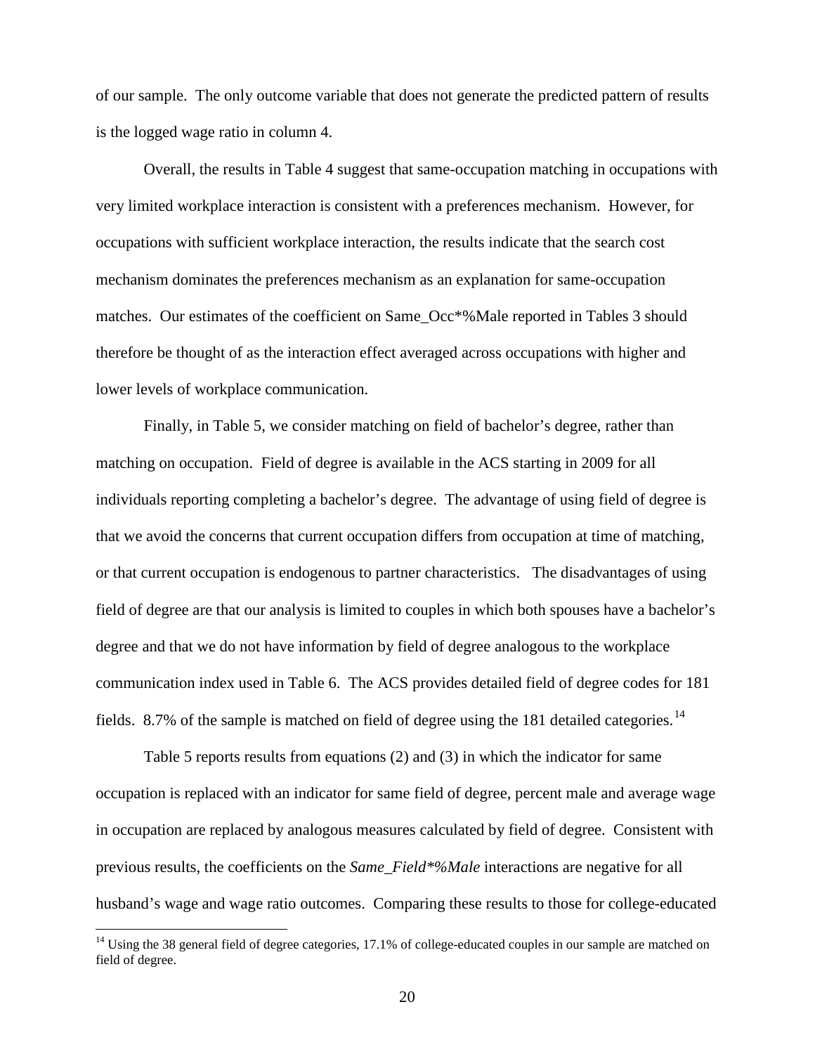of our sample. The only outcome variable that does not generate the predicted pattern of results is the logged wage ratio in column 4.

Overall, the results in Table 4 suggest that same-occupation matching in occupations with very limited workplace interaction is consistent with a preferences mechanism. However, for occupations with sufficient workplace interaction, the results indicate that the search cost mechanism dominates the preferences mechanism as an explanation for same-occupation matches. Our estimates of the coefficient on Same_Occ*%Male reported in Tables 3 should therefore be thought of as the interaction effect averaged across occupations with higher and lower levels of workplace communication.

Finally, in Table 5, we consider matching on field of bachelor's degree, rather than matching on occupation. Field of degree is available in the ACS starting in 2009 for all individuals reporting completing a bachelor's degree. The advantage of using field of degree is that we avoid the concerns that current occupation differs from occupation at time of matching, or that current occupation is endogenous to partner characteristics. The disadvantages of using field of degree are that our analysis is limited to couples in which both spouses have a bachelor's degree and that we do not have information by field of degree analogous to the workplace communication index used in Table 6. The ACS provides detailed field of degree codes for 181 fields. 8.7% of the sample is matched on field of degree using the 181 detailed categories.[14]

Table 5 reports results from equations (2) and (3) in which the indicator for same occupation is replaced with an indicator for same field of degree, percent male and average wage in occupation are replaced by analogous measures calculated by field of degree. Consistent with previous results, the coefficients on the *Same_Field*%Male* interactions are negative for all husband's wage and wage ratio outcomes. Comparing these results to those for college-educated

[14] Using the 38 general field of degree categories, 17.1% of college-educated couples in our sample are matched on field of degree.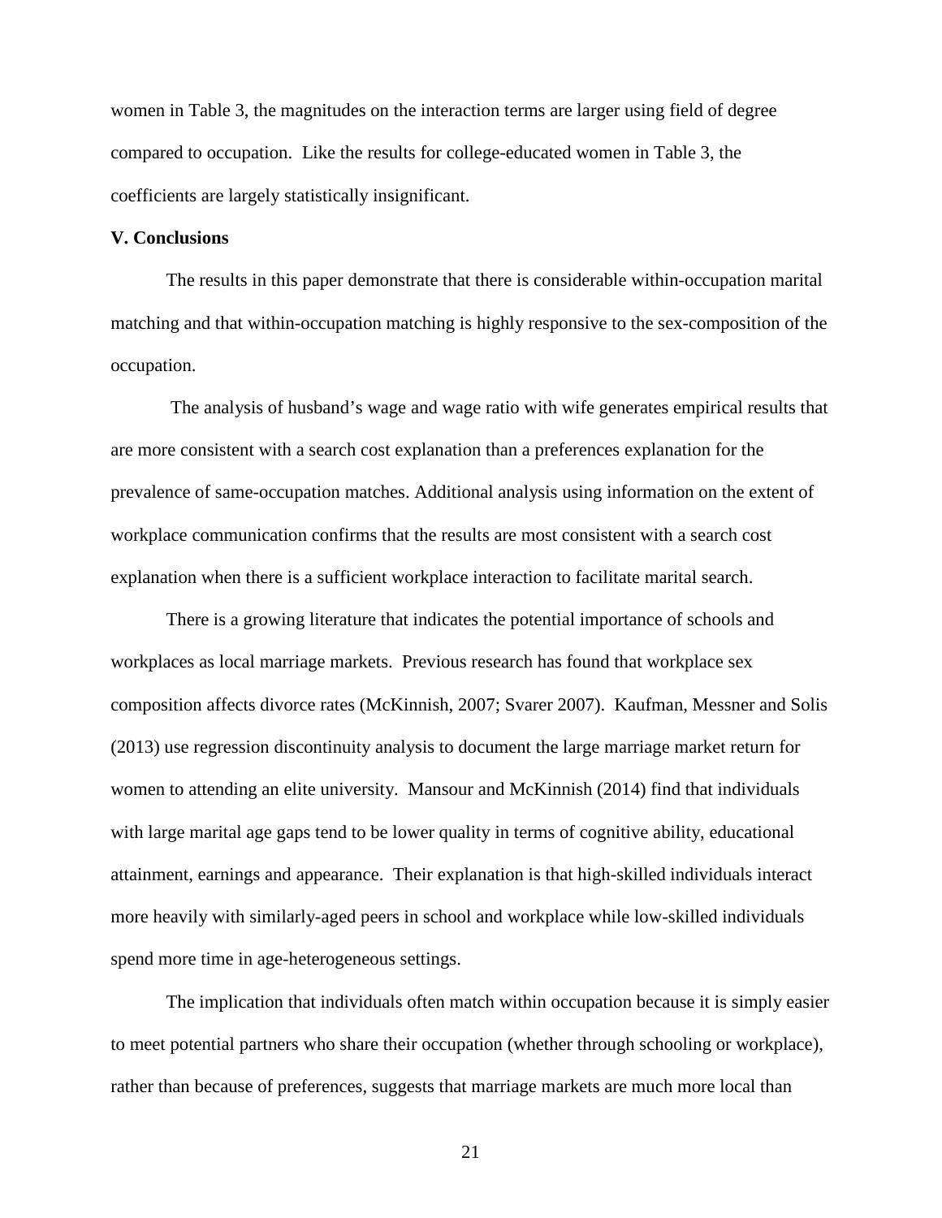women in Table 3, the magnitudes on the interaction terms are larger using field of degree compared to occupation. Like the results for college-educated women in Table 3, the coefficients are largely statistically insignificant.

## V. Conclusions

The results in this paper demonstrate that there is considerable within-occupation marital matching and that within-occupation matching is highly responsive to the sex-composition of the occupation.

The analysis of husband's wage and wage ratio with wife generates empirical results that are more consistent with a search cost explanation than a preferences explanation for the prevalence of same-occupation matches. Additional analysis using information on the extent of workplace communication confirms that the results are most consistent with a search cost explanation when there is a sufficient workplace interaction to facilitate marital search.

There is a growing literature that indicates the potential importance of schools and workplaces as local marriage markets. Previous research has found that workplace sex composition affects divorce rates (McKinnish, 2007; Svarer 2007). Kaufman, Messner and Solis (2013) use regression discontinuity analysis to document the large marriage market return for women to attending an elite university. Mansour and McKinnish (2014) find that individuals with large marital age gaps tend to be lower quality in terms of cognitive ability, educational attainment, earnings and appearance. Their explanation is that high-skilled individuals interact more heavily with similarly-aged peers in school and workplace while low-skilled individuals spend more time in age-heterogeneous settings.

The implication that individuals often match within occupation because it is simply easier to meet potential partners who share their occupation (whether through schooling or workplace), rather than because of preferences, suggests that marriage markets are much more local than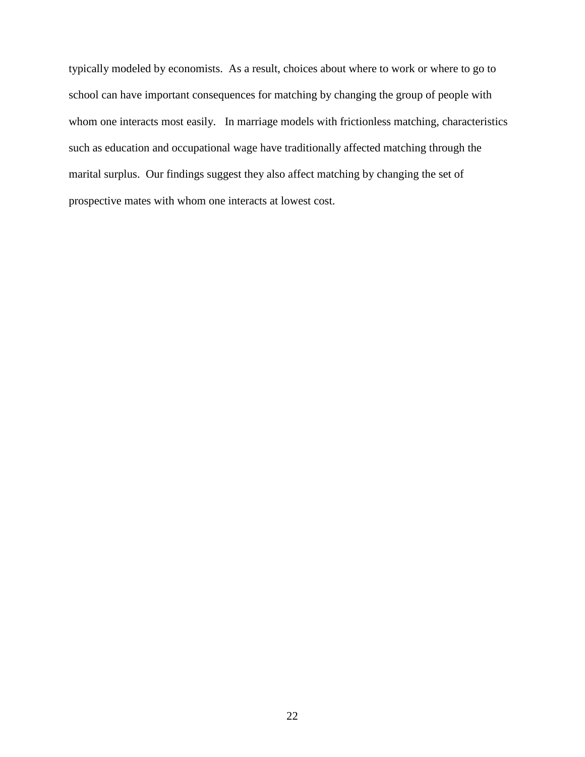typically modeled by economists. As a result, choices about where to work or where to go to school can have important consequences for matching by changing the group of people with whom one interacts most easily. In marriage models with frictionless matching, characteristics such as education and occupational wage have traditionally affected matching through the marital surplus. Our findings suggest they also affect matching by changing the set of prospective mates with whom one interacts at lowest cost.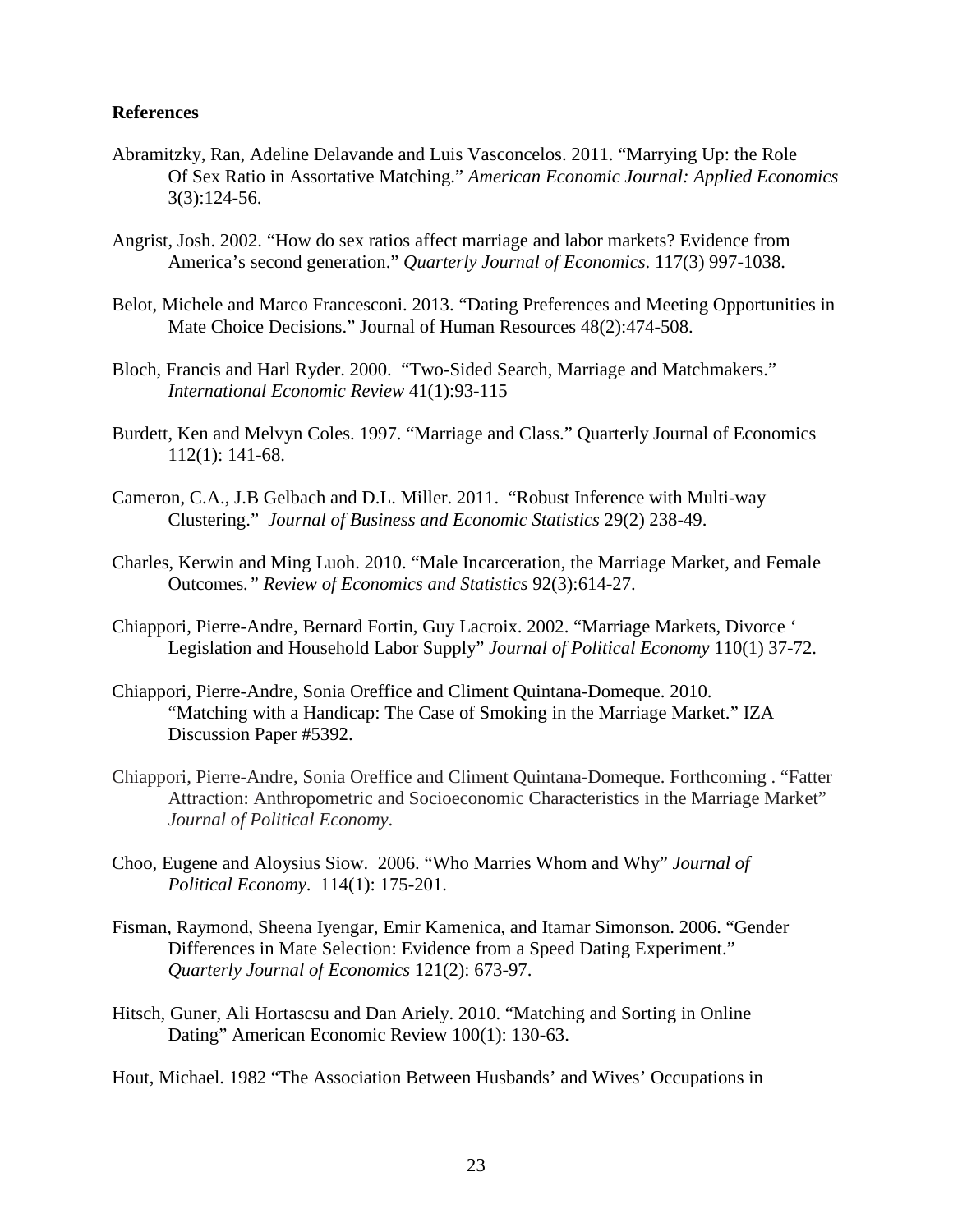**References**

Abramitzky, Ran, Adeline Delavande and Luis Vasconcelos. 2011. "Marrying Up: the Role Of Sex Ratio in Assortative Matching." *American Economic Journal: Applied Economics* 3(3):124-56.

Angrist, Josh. 2002. "How do sex ratios affect marriage and labor markets? Evidence from America's second generation." *Quarterly Journal of Economics*. 117(3) 997-1038.

Belot, Michele and Marco Francesconi. 2013. "Dating Preferences and Meeting Opportunities in Mate Choice Decisions." Journal of Human Resources 48(2):474-508.

Bloch, Francis and Harl Ryder. 2000. "Two-Sided Search, Marriage and Matchmakers." *International Economic Review* 41(1):93-115

Burdett, Ken and Melvyn Coles. 1997. "Marriage and Class." Quarterly Journal of Economics 112(1): 141-68.

Cameron, C.A., J.B Gelbach and D.L. Miller. 2011. "Robust Inference with Multi-way Clustering." *Journal of Business and Economic Statistics* 29(2) 238-49.

Charles, Kerwin and Ming Luoh. 2010. "Male Incarceration, the Marriage Market, and Female Outcomes." *Review of Economics and Statistics* 92(3):614-27.

Chiappori, Pierre-Andre, Bernard Fortin, Guy Lacroix. 2002. "Marriage Markets, Divorce ' Legislation and Household Labor Supply" *Journal of Political Economy* 110(1) 37-72.

Chiappori, Pierre-Andre, Sonia Oreffice and Climent Quintana-Domeque. 2010. "Matching with a Handicap: The Case of Smoking in the Marriage Market." IZA Discussion Paper #5392.

Chiappori, Pierre-Andre, Sonia Oreffice and Climent Quintana-Domeque. Forthcoming . "Fatter Attraction: Anthropometric and Socioeconomic Characteristics in the Marriage Market" *Journal of Political Economy*.

Choo, Eugene and Aloysius Siow. 2006. "Who Marries Whom and Why" *Journal of Political Economy*. 114(1): 175-201.

Fisman, Raymond, Sheena Iyengar, Emir Kamenica, and Itamar Simonson. 2006. "Gender Differences in Mate Selection: Evidence from a Speed Dating Experiment." *Quarterly Journal of Economics* 121(2): 673-97.

Hitsch, Guner, Ali Hortascsu and Dan Ariely. 2010. "Matching and Sorting in Online Dating" American Economic Review 100(1): 130-63.

Hout, Michael. 1982 "The Association Between Husbands' and Wives' Occupations in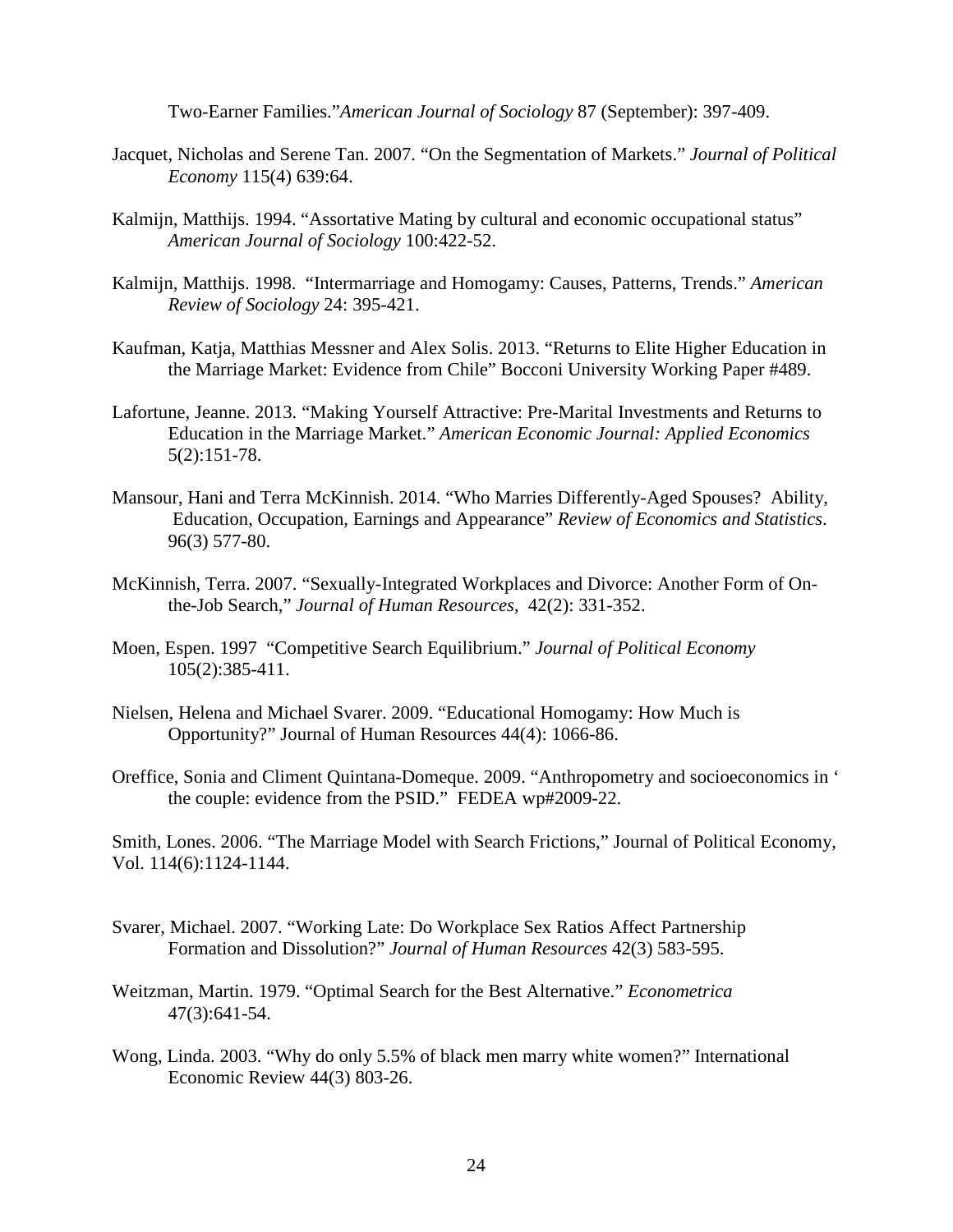Two-Earner Families."*American Journal of Sociology* 87 (September): 397-409.

Jacquet, Nicholas and Serene Tan. 2007. "On the Segmentation of Markets." *Journal of Political Economy* 115(4) 639:64.

Kalmijn, Matthijs. 1994. "Assortative Mating by cultural and economic occupational status" *American Journal of Sociology* 100:422-52.

Kalmijn, Matthijs. 1998. "Intermarriage and Homogamy: Causes, Patterns, Trends." *American Review of Sociology* 24: 395-421.

Kaufman, Katja, Matthias Messner and Alex Solis. 2013. "Returns to Elite Higher Education in the Marriage Market: Evidence from Chile" Bocconi University Working Paper #489.

Lafortune, Jeanne. 2013. "Making Yourself Attractive: Pre-Marital Investments and Returns to Education in the Marriage Market." *American Economic Journal: Applied Economics* 5(2):151-78.

Mansour, Hani and Terra McKinnish. 2014. "Who Marries Differently-Aged Spouses? Ability, Education, Occupation, Earnings and Appearance" *Review of Economics and Statistics*. 96(3) 577-80.

McKinnish, Terra. 2007. "Sexually-Integrated Workplaces and Divorce: Another Form of On-the-Job Search," *Journal of Human Resources*, 42(2): 331-352.

Moen, Espen. 1997 "Competitive Search Equilibrium." *Journal of Political Economy* 105(2):385-411.

Nielsen, Helena and Michael Svarer. 2009. "Educational Homogamy: How Much is Opportunity?" Journal of Human Resources 44(4): 1066-86.

Oreffice, Sonia and Climent Quintana-Domeque. 2009. "Anthropometry and socioeconomics in ' the couple: evidence from the PSID." FEDEA wp#2009-22.

Smith, Lones. 2006. "The Marriage Model with Search Frictions," Journal of Political Economy, Vol. 114(6):1124-1144.

Svarer, Michael. 2007. "Working Late: Do Workplace Sex Ratios Affect Partnership Formation and Dissolution?" *Journal of Human Resources* 42(3) 583-595.

Weitzman, Martin. 1979. "Optimal Search for the Best Alternative." *Econometrica* 47(3):641-54.

Wong, Linda. 2003. "Why do only 5.5% of black men marry white women?" International Economic Review 44(3) 803-26.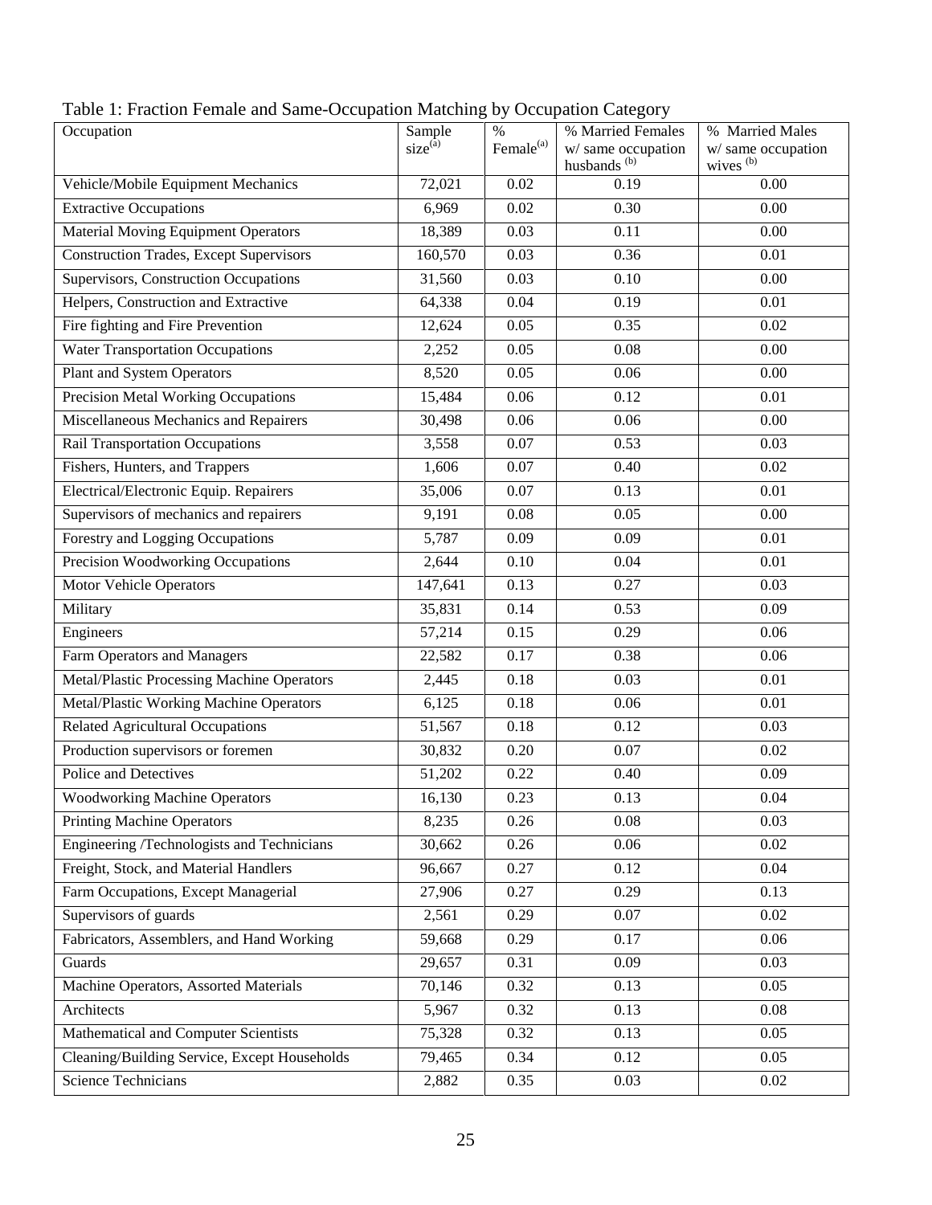Table 1: Fraction Female and Same-Occupation Matching by Occupation Category

| Occupation | Sample size[(a)] | % Female[(a)] | % Married Females w/ same occupation husbands [(b)] | % Married Males w/ same occupation wives [(b)] |
|---|---|---|---|---|
| Vehicle/Mobile Equipment Mechanics | 72,021 | 0.02 | 0.19 | 0.00 |
| Extractive Occupations | 6,969 | 0.02 | 0.30 | 0.00 |
| Material Moving Equipment Operators | 18,389 | 0.03 | 0.11 | 0.00 |
| Construction Trades, Except Supervisors | 160,570 | 0.03 | 0.36 | 0.01 |
| Supervisors, Construction Occupations | 31,560 | 0.03 | 0.10 | 0.00 |
| Helpers, Construction and Extractive | 64,338 | 0.04 | 0.19 | 0.01 |
| Fire fighting and Fire Prevention | 12,624 | 0.05 | 0.35 | 0.02 |
| Water Transportation Occupations | 2,252 | 0.05 | 0.08 | 0.00 |
| Plant and System Operators | 8,520 | 0.05 | 0.06 | 0.00 |
| Precision Metal Working Occupations | 15,484 | 0.06 | 0.12 | 0.01 |
| Miscellaneous Mechanics and Repairers | 30,498 | 0.06 | 0.06 | 0.00 |
| Rail Transportation Occupations | 3,558 | 0.07 | 0.53 | 0.03 |
| Fishers, Hunters, and Trappers | 1,606 | 0.07 | 0.40 | 0.02 |
| Electrical/Electronic Equip. Repairers | 35,006 | 0.07 | 0.13 | 0.01 |
| Supervisors of mechanics and repairers | 9,191 | 0.08 | 0.05 | 0.00 |
| Forestry and Logging Occupations | 5,787 | 0.09 | 0.09 | 0.01 |
| Precision Woodworking Occupations | 2,644 | 0.10 | 0.04 | 0.01 |
| Motor Vehicle Operators | 147,641 | 0.13 | 0.27 | 0.03 |
| Military | 35,831 | 0.14 | 0.53 | 0.09 |
| Engineers | 57,214 | 0.15 | 0.29 | 0.06 |
| Farm Operators and Managers | 22,582 | 0.17 | 0.38 | 0.06 |
| Metal/Plastic Processing Machine Operators | 2,445 | 0.18 | 0.03 | 0.01 |
| Metal/Plastic Working Machine Operators | 6,125 | 0.18 | 0.06 | 0.01 |
| Related Agricultural Occupations | 51,567 | 0.18 | 0.12 | 0.03 |
| Production supervisors or foremen | 30,832 | 0.20 | 0.07 | 0.02 |
| Police and Detectives | 51,202 | 0.22 | 0.40 | 0.09 |
| Woodworking Machine Operators | 16,130 | 0.23 | 0.13 | 0.04 |
| Printing Machine Operators | 8,235 | 0.26 | 0.08 | 0.03 |
| Engineering /Technologists and Technicians | 30,662 | 0.26 | 0.06 | 0.02 |
| Freight, Stock, and Material Handlers | 96,667 | 0.27 | 0.12 | 0.04 |
| Farm Occupations, Except Managerial | 27,906 | 0.27 | 0.29 | 0.13 |
| Supervisors of guards | 2,561 | 0.29 | 0.07 | 0.02 |
| Fabricators, Assemblers, and Hand Working | 59,668 | 0.29 | 0.17 | 0.06 |
| Guards | 29,657 | 0.31 | 0.09 | 0.03 |
| Machine Operators, Assorted Materials | 70,146 | 0.32 | 0.13 | 0.05 |
| Architects | 5,967 | 0.32 | 0.13 | 0.08 |
| Mathematical and Computer Scientists | 75,328 | 0.32 | 0.13 | 0.05 |
| Cleaning/Building Service, Except Households | 79,465 | 0.34 | 0.12 | 0.05 |
| Science Technicians | 2,882 | 0.35 | 0.03 | 0.02 |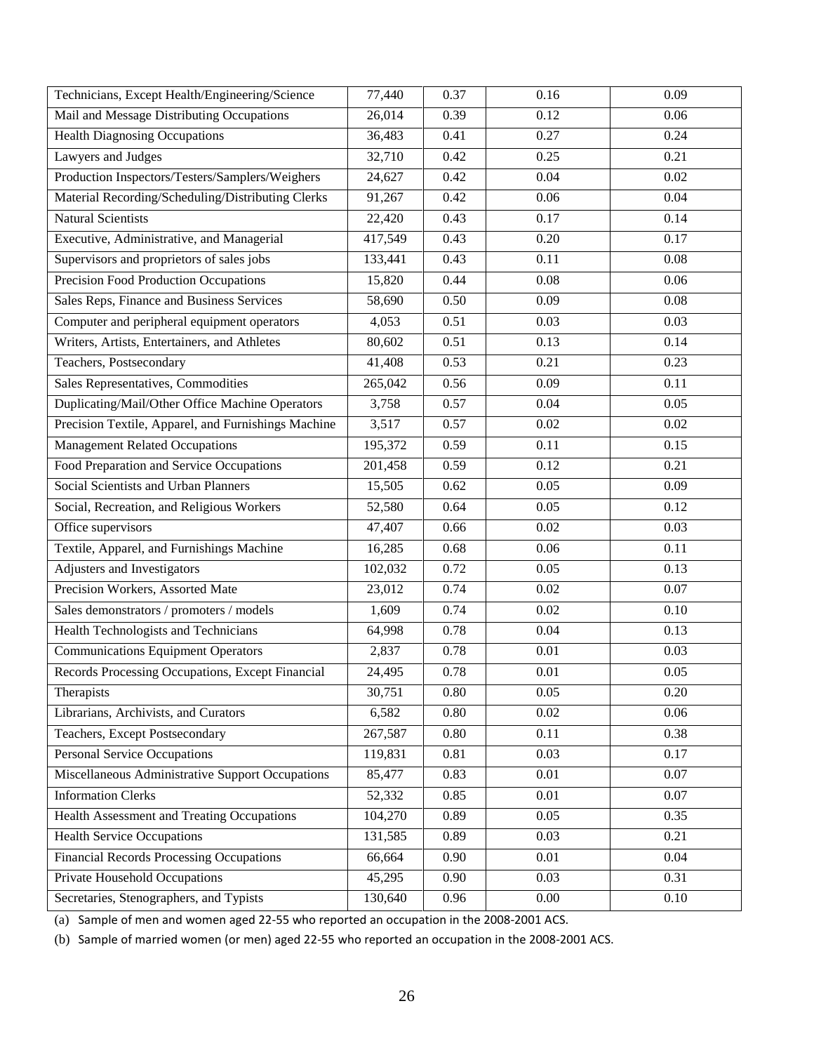| | | | | |
|---|---|---|---|---|
| Technicians, Except Health/Engineering/Science | 77,440 | 0.37 | 0.16 | 0.09 |
| Mail and Message Distributing Occupations | 26,014 | 0.39 | 0.12 | 0.06 |
| Health Diagnosing Occupations | 36,483 | 0.41 | 0.27 | 0.24 |
| Lawyers and Judges | 32,710 | 0.42 | 0.25 | 0.21 |
| Production Inspectors/Testers/Samplers/Weighers | 24,627 | 0.42 | 0.04 | 0.02 |
| Material Recording/Scheduling/Distributing Clerks | 91,267 | 0.42 | 0.06 | 0.04 |
| Natural Scientists | 22,420 | 0.43 | 0.17 | 0.14 |
| Executive, Administrative, and Managerial | 417,549 | 0.43 | 0.20 | 0.17 |
| Supervisors and proprietors of sales jobs | 133,441 | 0.43 | 0.11 | 0.08 |
| Precision Food Production Occupations | 15,820 | 0.44 | 0.08 | 0.06 |
| Sales Reps, Finance and Business Services | 58,690 | 0.50 | 0.09 | 0.08 |
| Computer and peripheral equipment operators | 4,053 | 0.51 | 0.03 | 0.03 |
| Writers, Artists, Entertainers, and Athletes | 80,602 | 0.51 | 0.13 | 0.14 |
| Teachers, Postsecondary | 41,408 | 0.53 | 0.21 | 0.23 |
| Sales Representatives, Commodities | 265,042 | 0.56 | 0.09 | 0.11 |
| Duplicating/Mail/Other Office Machine Operators | 3,758 | 0.57 | 0.04 | 0.05 |
| Precision Textile, Apparel, and Furnishings Machine | 3,517 | 0.57 | 0.02 | 0.02 |
| Management Related Occupations | 195,372 | 0.59 | 0.11 | 0.15 |
| Food Preparation and Service Occupations | 201,458 | 0.59 | 0.12 | 0.21 |
| Social Scientists and Urban Planners | 15,505 | 0.62 | 0.05 | 0.09 |
| Social, Recreation, and Religious Workers | 52,580 | 0.64 | 0.05 | 0.12 |
| Office supervisors | 47,407 | 0.66 | 0.02 | 0.03 |
| Textile, Apparel, and Furnishings Machine | 16,285 | 0.68 | 0.06 | 0.11 |
| Adjusters and Investigators | 102,032 | 0.72 | 0.05 | 0.13 |
| Precision Workers, Assorted Mate | 23,012 | 0.74 | 0.02 | 0.07 |
| Sales demonstrators / promoters / models | 1,609 | 0.74 | 0.02 | 0.10 |
| Health Technologists and Technicians | 64,998 | 0.78 | 0.04 | 0.13 |
| Communications Equipment Operators | 2,837 | 0.78 | 0.01 | 0.03 |
| Records Processing Occupations, Except Financial | 24,495 | 0.78 | 0.01 | 0.05 |
| Therapists | 30,751 | 0.80 | 0.05 | 0.20 |
| Librarians, Archivists, and Curators | 6,582 | 0.80 | 0.02 | 0.06 |
| Teachers, Except Postsecondary | 267,587 | 0.80 | 0.11 | 0.38 |
| Personal Service Occupations | 119,831 | 0.81 | 0.03 | 0.17 |
| Miscellaneous Administrative Support Occupations | 85,477 | 0.83 | 0.01 | 0.07 |
| Information Clerks | 52,332 | 0.85 | 0.01 | 0.07 |
| Health Assessment and Treating Occupations | 104,270 | 0.89 | 0.05 | 0.35 |
| Health Service Occupations | 131,585 | 0.89 | 0.03 | 0.21 |
| Financial Records Processing Occupations | 66,664 | 0.90 | 0.01 | 0.04 |
| Private Household Occupations | 45,295 | 0.90 | 0.03 | 0.31 |
| Secretaries, Stenographers, and Typists | 130,640 | 0.96 | 0.00 | 0.10 |

(a) Sample of men and women aged 22-55 who reported an occupation in the 2008-2001 ACS.

(b) Sample of married women (or men) aged 22-55 who reported an occupation in the 2008-2001 ACS.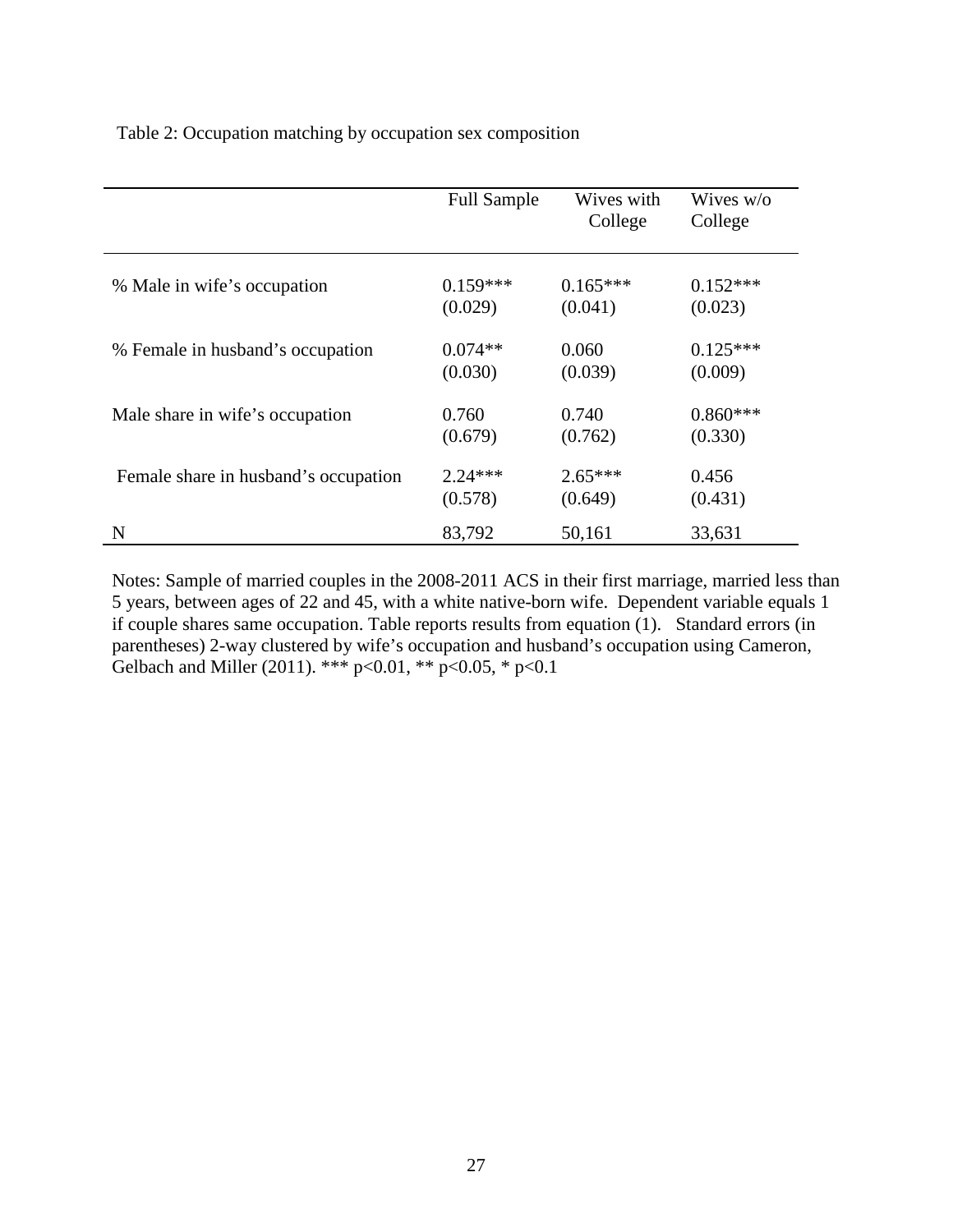Table 2: Occupation matching by occupation sex composition

| | Full Sample | Wives with College | Wives w/o College |
|---|---|---|---|
| % Male in wife's occupation | 0.159*** | 0.165*** | 0.152*** |
| | (0.029) | (0.041) | (0.023) |
| % Female in husband's occupation | 0.074** | 0.060 | 0.125*** |
| | (0.030) | (0.039) | (0.009) |
| Male share in wife's occupation | 0.760 | 0.740 | 0.860*** |
| | (0.679) | (0.762) | (0.330) |
| Female share in husband's occupation | 2.24*** | 2.65*** | 0.456 |
| | (0.578) | (0.649) | (0.431) |
| N | 83,792 | 50,161 | 33,631 |

Notes: Sample of married couples in the 2008-2011 ACS in their first marriage, married less than 5 years, between ages of 22 and 45, with a white native-born wife. Dependent variable equals 1 if couple shares same occupation. Table reports results from equation (1). Standard errors (in parentheses) 2-way clustered by wife's occupation and husband's occupation using Cameron, Gelbach and Miller (2011). *** p<0.01, ** p<0.05, * p<0.1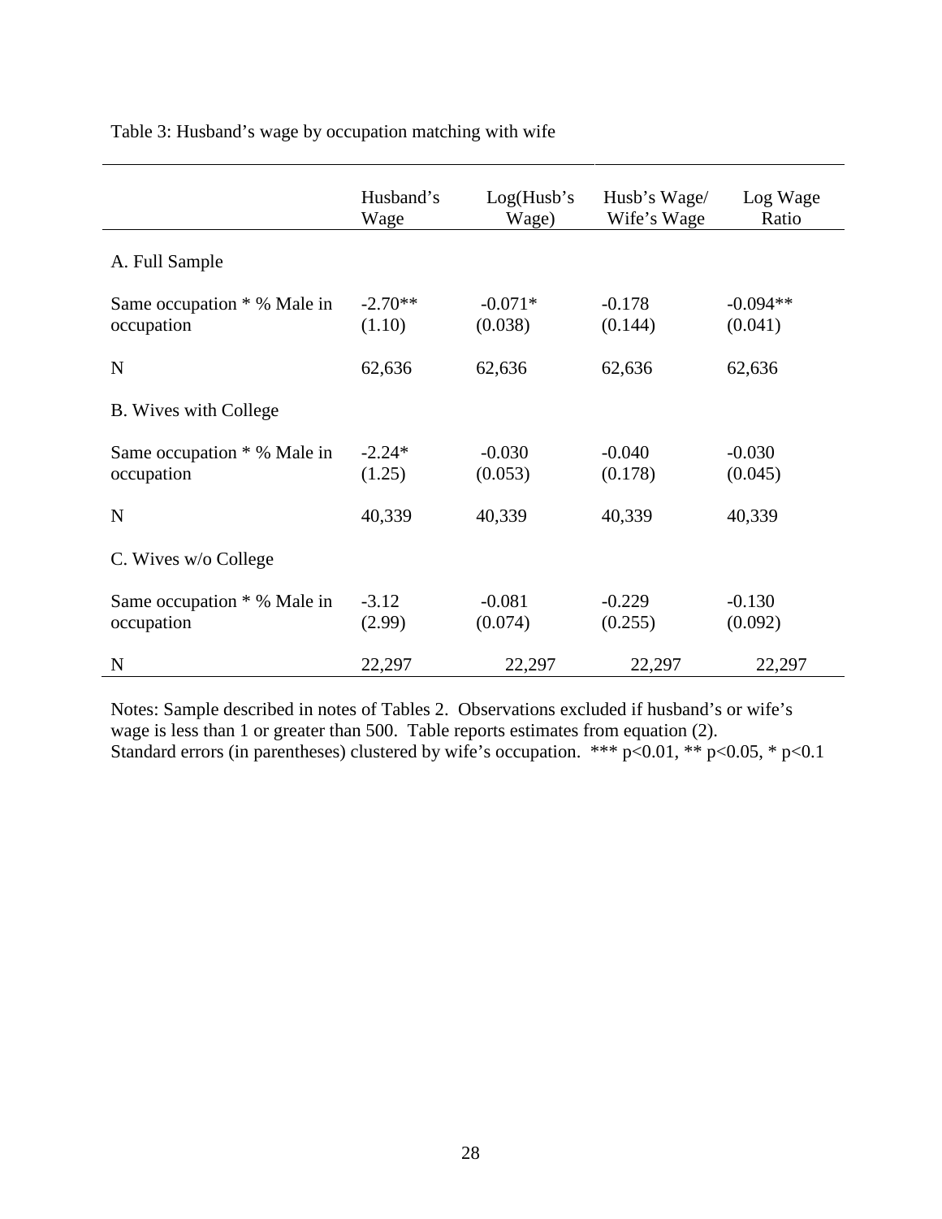Table 3: Husband's wage by occupation matching with wife

| | Husband's Wage | Log(Husb's Wage) | Husb's Wage/ Wife's Wage | Log Wage Ratio |
|---|---|---|---|---|
| A. Full Sample | | | | |
| Same occupation * % Male in occupation | -2.70** | -0.071* | -0.178 | -0.094** |
| | (1.10) | (0.038) | (0.144) | (0.041) |
| N | 62,636 | 62,636 | 62,636 | 62,636 |
| B. Wives with College | | | | |
| Same occupation * % Male in occupation | -2.24* | -0.030 | -0.040 | -0.030 |
| | (1.25) | (0.053) | (0.178) | (0.045) |
| N | 40,339 | 40,339 | 40,339 | 40,339 |
| C. Wives w/o College | | | | |
| Same occupation * % Male in occupation | -3.12 | -0.081 | -0.229 | -0.130 |
| | (2.99) | (0.074) | (0.255) | (0.092) |
| N | 22,297 | 22,297 | 22,297 | 22,297 |

Notes: Sample described in notes of Tables 2. Observations excluded if husband's or wife's wage is less than 1 or greater than 500. Table reports estimates from equation (2). Standard errors (in parentheses) clustered by wife's occupation. *** p<0.01, ** p<0.05, * p<0.1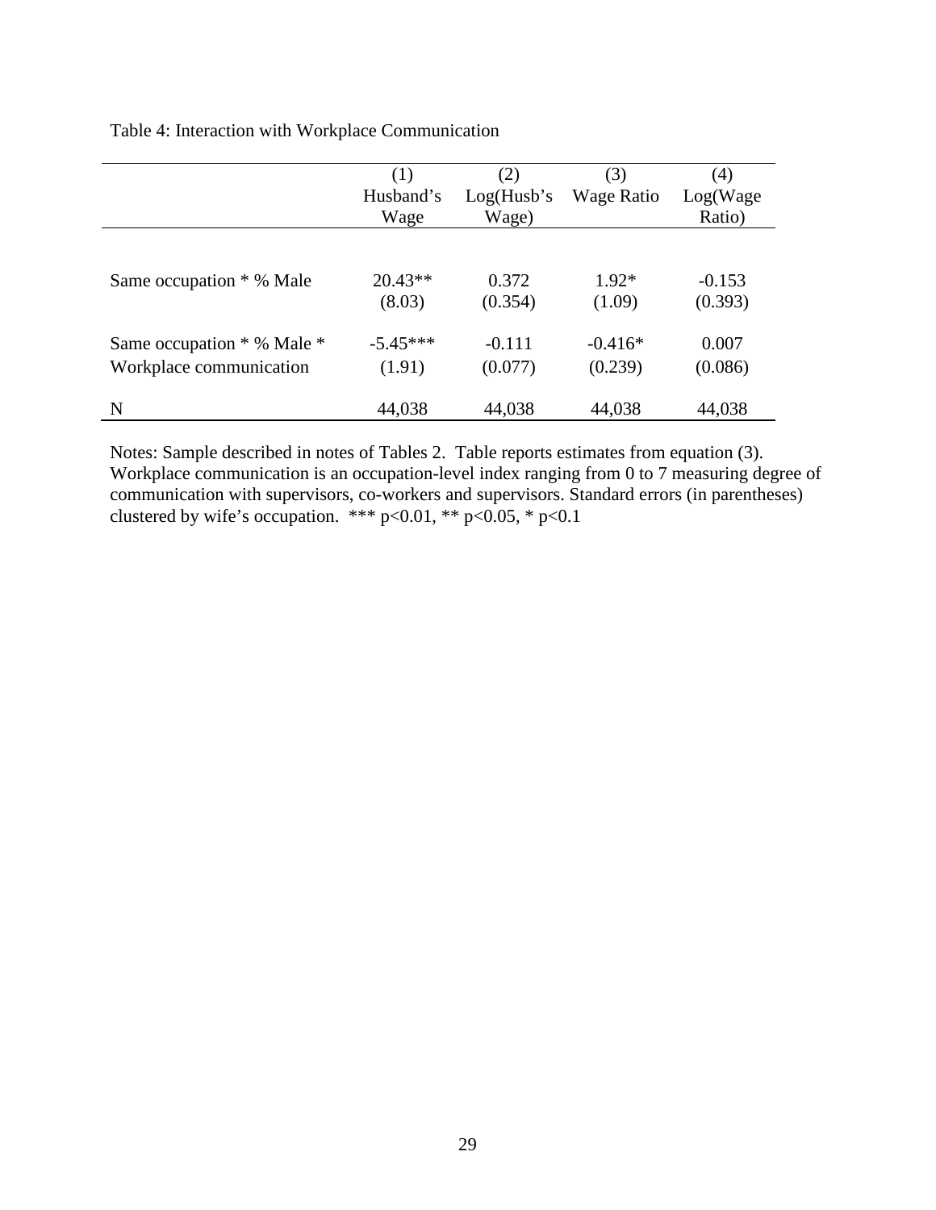Table 4: Interaction with Workplace Communication

| | (1) Husband's Wage | (2) Log(Husb's Wage) | (3) Wage Ratio | (4) Log(Wage Ratio) |
|---|---|---|---|---|
| Same occupation * % Male | 20.43** | 0.372 | 1.92* | -0.153 |
| | (8.03) | (0.354) | (1.09) | (0.393) |
| Same occupation * % Male * Workplace communication | -5.45*** | -0.111 | -0.416* | 0.007 |
| | (1.91) | (0.077) | (0.239) | (0.086) |
| N | 44,038 | 44,038 | 44,038 | 44,038 |

Notes: Sample described in notes of Tables 2. Table reports estimates from equation (3). Workplace communication is an occupation-level index ranging from 0 to 7 measuring degree of communication with supervisors, co-workers and supervisors. Standard errors (in parentheses) clustered by wife's occupation. *** p<0.01, ** p<0.05, * p<0.1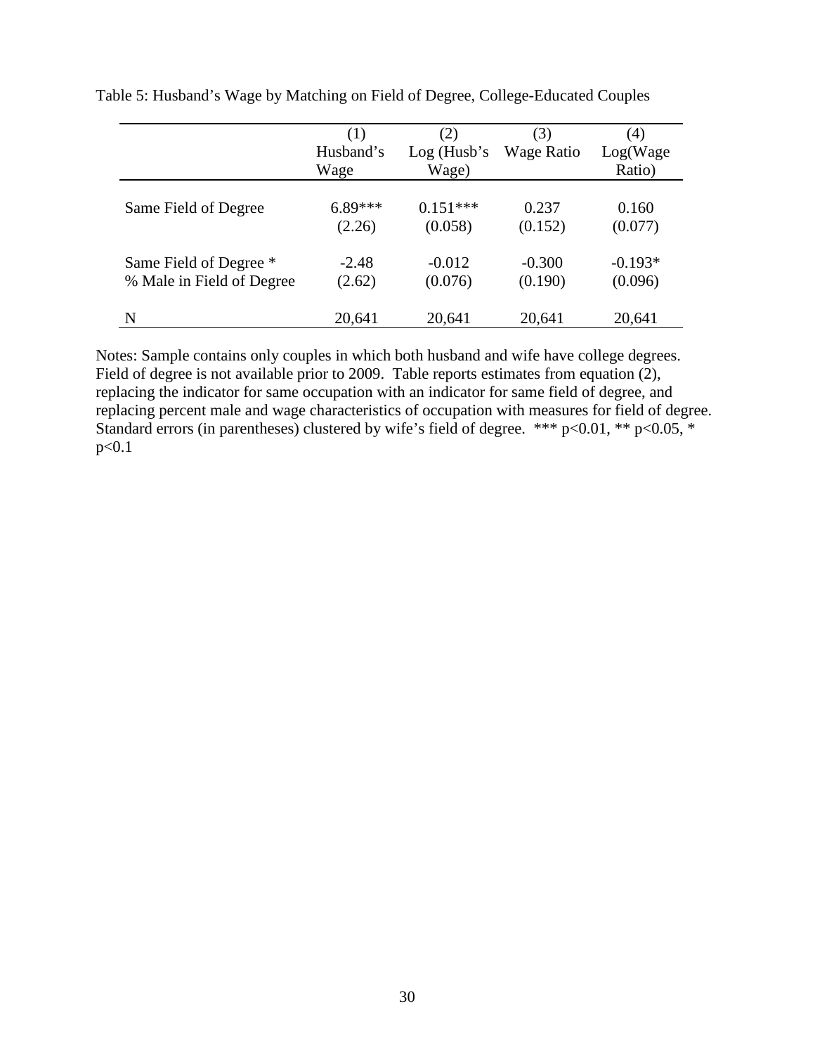Table 5: Husband's Wage by Matching on Field of Degree, College-Educated Couples

| | (1)<br>Husband's Wage | (2)<br>Log (Husb's Wage) | (3)<br>Wage Ratio | (4)<br>Log(Wage Ratio) |
|---|---|---|---|---|
| Same Field of Degree | 6.89*** | 0.151*** | 0.237 | 0.160 |
| | (2.26) | (0.058) | (0.152) | (0.077) |
| Same Field of Degree * % Male in Field of Degree | -2.48 | -0.012 | -0.300 | -0.193* |
| | (2.62) | (0.076) | (0.190) | (0.096) |
| N | 20,641 | 20,641 | 20,641 | 20,641 |

Notes: Sample contains only couples in which both husband and wife have college degrees. Field of degree is not available prior to 2009. Table reports estimates from equation (2), replacing the indicator for same occupation with an indicator for same field of degree, and replacing percent male and wage characteristics of occupation with measures for field of degree. Standard errors (in parentheses) clustered by wife's field of degree. *** p<0.01, ** p<0.05, * p<0.1